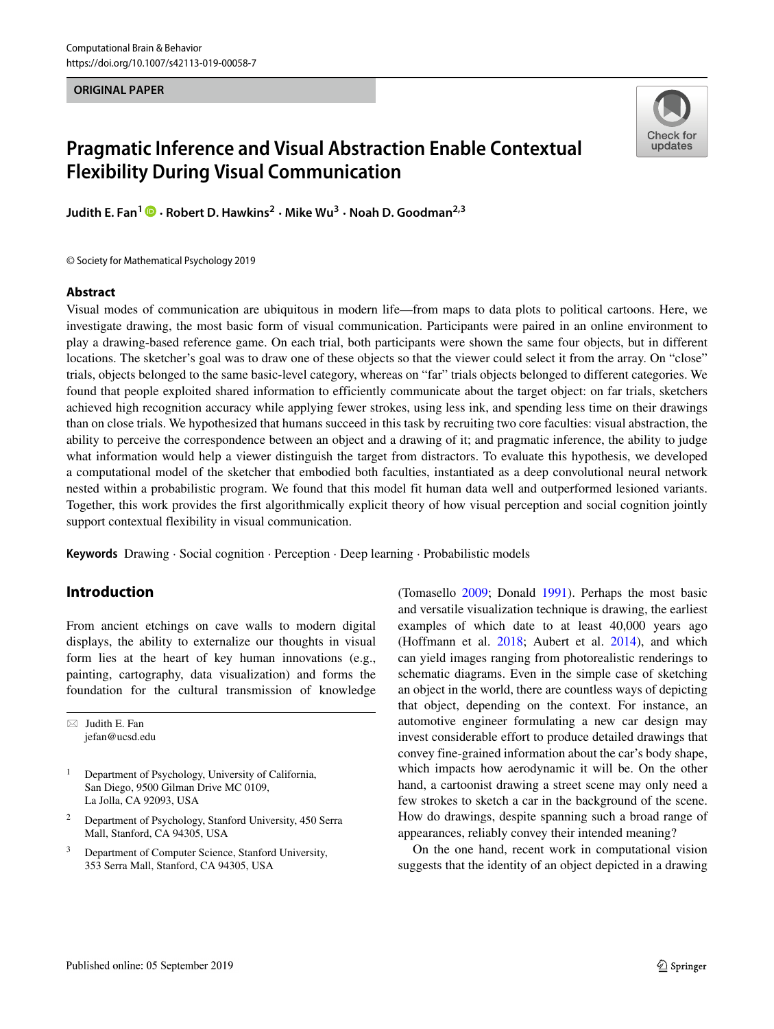ORIGINAL PAPER

# Pragmatic Inference and Visual Abstraction Enable Contextual Flexibility During Visual Communication

**Judith E. Fan[1] · Robert D. Hawkins[2] · Mike Wu[3] · Noah D. Goodman[2,3]**

© Society for Mathematical Psychology 2019

## Abstract

Visual modes of communication are ubiquitous in modern life—from maps to data plots to political cartoons. Here, we investigate drawing, the most basic form of visual communication. Participants were paired in an online environment to play a drawing-based reference game. On each trial, both participants were shown the same four objects, but in different locations. The sketcher's goal was to draw one of these objects so that the viewer could select it from the array. On "close" trials, objects belonged to the same basic-level category, whereas on "far" trials objects belonged to different categories. We found that people exploited shared information to efficiently communicate about the target object: on far trials, sketchers achieved high recognition accuracy while applying fewer strokes, using less ink, and spending less time on their drawings than on close trials. We hypothesized that humans succeed in this task by recruiting two core faculties: visual abstraction, the ability to perceive the correspondence between an object and a drawing of it; and pragmatic inference, the ability to judge what information would help a viewer distinguish the target from distractors. To evaluate this hypothesis, we developed a computational model of the sketcher that embodied both faculties, instantiated as a deep convolutional neural network nested within a probabilistic program. We found that this model fit human data well and outperformed lesioned variants. Together, this work provides the first algorithmically explicit theory of how visual perception and social cognition jointly support contextual flexibility in visual communication.

**Keywords** Drawing · Social cognition · Perception · Deep learning · Probabilistic models

## Introduction

From ancient etchings on cave walls to modern digital displays, the ability to externalize our thoughts in visual form lies at the heart of key human innovations (e.g., painting, cartography, data visualization) and forms the foundation for the cultural transmission of knowledge (Tomasello 2009; Donald 1991). Perhaps the most basic and versatile visualization technique is drawing, the earliest examples of which date to at least 40,000 years ago (Hoffmann et al. 2018; Aubert et al. 2014), and which can yield images ranging from photorealistic renderings to schematic diagrams. Even in the simple case of sketching an object in the world, there are countless ways of depicting that object, depending on the context. For instance, an automotive engineer formulating a new car design may invest considerable effort to produce detailed drawings that convey fine-grained information about the car's body shape, which impacts how aerodynamic it will be. On the other hand, a cartoonist drawing a street scene may only need a few strokes to sketch a car in the background of the scene. How do drawings, despite spanning such a broad range of appearances, reliably convey their intended meaning?

On the one hand, recent work in computational vision suggests that the identity of an object depicted in a drawing

---

✉ Judith E. Fan
jefan@ucsd.edu

[1] Department of Psychology, University of California, San Diego, 9500 Gilman Drive MC 0109, La Jolla, CA 92093, USA

[2] Department of Psychology, Stanford University, 450 Serra Mall, Stanford, CA 94305, USA

[3] Department of Computer Science, Stanford University, 353 Serra Mall, Stanford, CA 94305, USA

Published online: 05 September 2019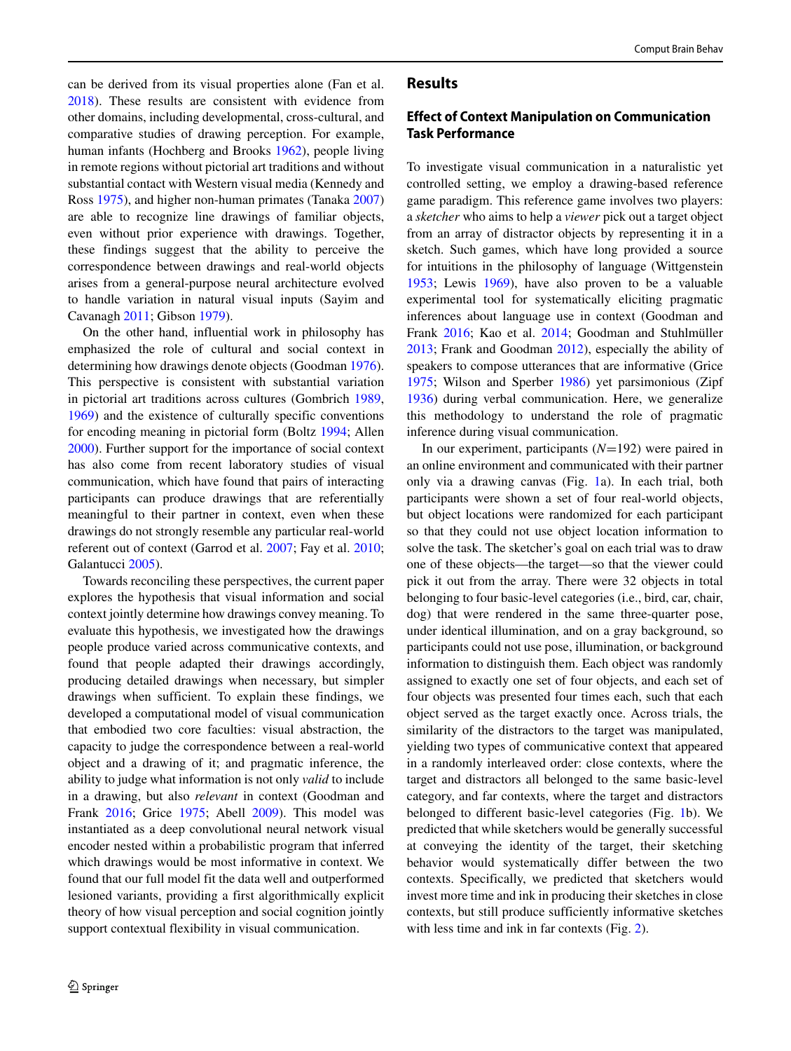can be derived from its visual properties alone (Fan et al. 2018). These results are consistent with evidence from other domains, including developmental, cross-cultural, and comparative studies of drawing perception. For example, human infants (Hochberg and Brooks 1962), people living in remote regions without pictorial art traditions and without substantial contact with Western visual media (Kennedy and Ross 1975), and higher non-human primates (Tanaka 2007) are able to recognize line drawings of familiar objects, even without prior experience with drawings. Together, these findings suggest that the ability to perceive the correspondence between drawings and real-world objects arises from a general-purpose neural architecture evolved to handle variation in natural visual inputs (Sayim and Cavanagh 2011; Gibson 1979).

On the other hand, influential work in philosophy has emphasized the role of cultural and social context in determining how drawings denote objects (Goodman 1976). This perspective is consistent with substantial variation in pictorial art traditions across cultures (Gombrich 1989, 1969) and the existence of culturally specific conventions for encoding meaning in pictorial form (Boltz 1994; Allen 2000). Further support for the importance of social context has also come from recent laboratory studies of visual communication, which have found that pairs of interacting participants can produce drawings that are referentially meaningful to their partner in context, even when these drawings do not strongly resemble any particular real-world referent out of context (Garrod et al. 2007; Fay et al. 2010; Galantucci 2005).

Towards reconciling these perspectives, the current paper explores the hypothesis that visual information and social context jointly determine how drawings convey meaning. To evaluate this hypothesis, we investigated how the drawings people produce varied across communicative contexts, and found that people adapted their drawings accordingly, producing detailed drawings when necessary, but simpler drawings when sufficient. To explain these findings, we developed a computational model of visual communication that embodied two core faculties: visual abstraction, the capacity to judge the correspondence between a real-world object and a drawing of it; and pragmatic inference, the ability to judge what information is not only *valid* to include in a drawing, but also *relevant* in context (Goodman and Frank 2016; Grice 1975; Abell 2009). This model was instantiated as a deep convolutional neural network visual encoder nested within a probabilistic program that inferred which drawings would be most informative in context. We found that our full model fit the data well and outperformed lesioned variants, providing a first algorithmically explicit theory of how visual perception and social cognition jointly support contextual flexibility in visual communication.

## Results

### Effect of Context Manipulation on Communication Task Performance

To investigate visual communication in a naturalistic yet controlled setting, we employ a drawing-based reference game paradigm. This reference game involves two players: a *sketcher* who aims to help a *viewer* pick out a target object from an array of distractor objects by representing it in a sketch. Such games, which have long provided a source for intuitions in the philosophy of language (Wittgenstein 1953; Lewis 1969), have also proven to be a valuable experimental tool for systematically eliciting pragmatic inferences about language use in context (Goodman and Frank 2016; Kao et al. 2014; Goodman and Stuhlmüller 2013; Frank and Goodman 2012), especially the ability of speakers to compose utterances that are informative (Grice 1975; Wilson and Sperber 1986) yet parsimonious (Zipf 1936) during verbal communication. Here, we generalize this methodology to understand the role of pragmatic inference during visual communication.

In our experiment, participants ($N$=192) were paired in an online environment and communicated with their partner only via a drawing canvas (Fig. 1a). In each trial, both participants were shown a set of four real-world objects, but object locations were randomized for each participant so that they could not use object location information to solve the task. The sketcher's goal on each trial was to draw one of these objects—the target—so that the viewer could pick it out from the array. There were 32 objects in total belonging to four basic-level categories (i.e., bird, car, chair, dog) that were rendered in the same three-quarter pose, under identical illumination, and on a gray background, so participants could not use pose, illumination, or background information to distinguish them. Each object was randomly assigned to exactly one set of four objects, and each set of four objects was presented four times each, such that each object served as the target exactly once. Across trials, the similarity of the distractors to the target was manipulated, yielding two types of communicative context that appeared in a randomly interleaved order: close contexts, where the target and distractors all belonged to the same basic-level category, and far contexts, where the target and distractors belonged to different basic-level categories (Fig. 1b). We predicted that while sketchers would be generally successful at conveying the identity of the target, their sketching behavior would systematically differ between the two contexts. Specifically, we predicted that sketchers would invest more time and ink in producing their sketches in close contexts, but still produce sufficiently informative sketches with less time and ink in far contexts (Fig. 2).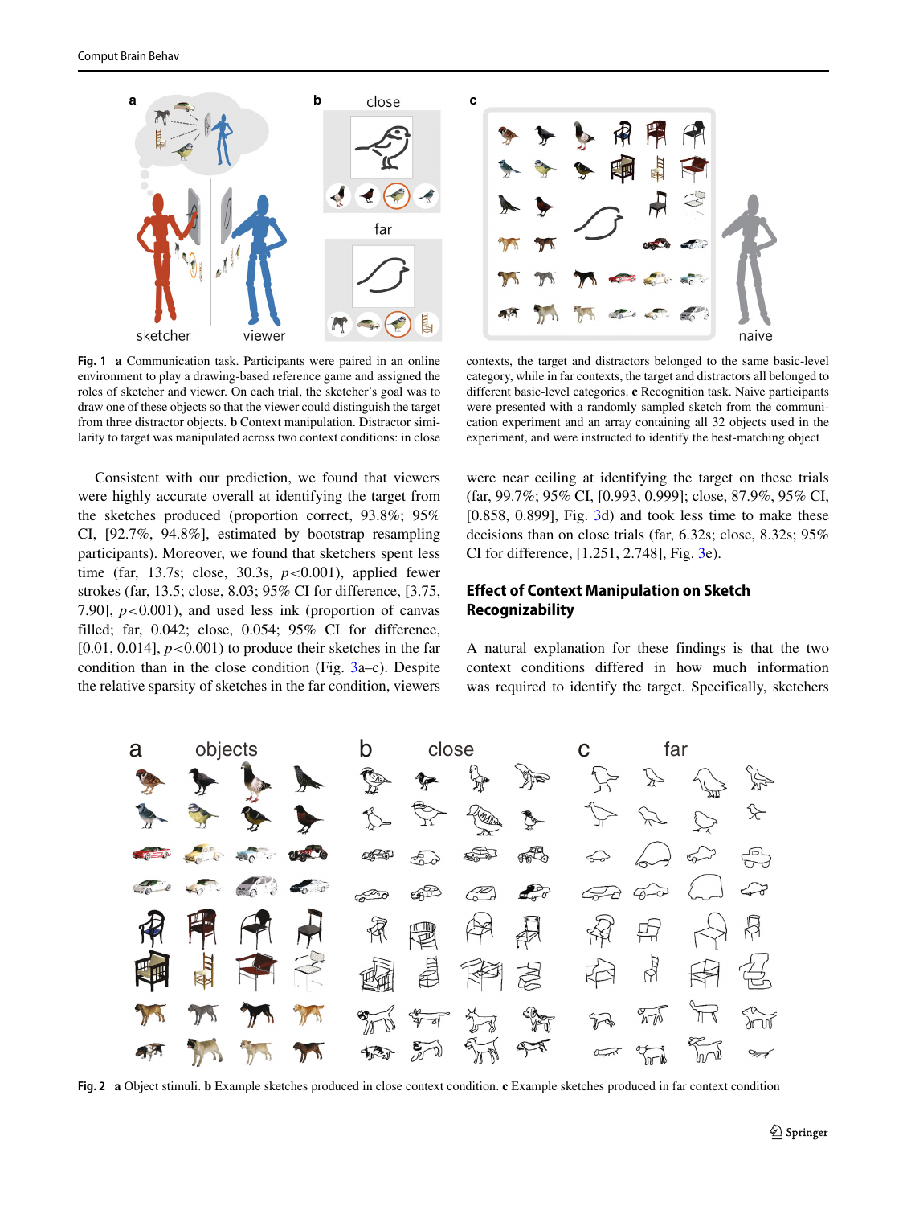**Fig. 1** **a** Communication task. Participants were paired in an online environment to play a drawing-based reference game and assigned the roles of sketcher and viewer. On each trial, the sketcher's goal was to draw one of these objects so that the viewer could distinguish the target from three distractor objects. **b** Context manipulation. Distractor similarity to target was manipulated across two context conditions: in close contexts, the target and distractors belonged to the same basic-level category, while in far contexts, the target and distractors all belonged to different basic-level categories. **c** Recognition task. Naive participants were presented with a randomly sampled sketch from the communication experiment and an array containing all 32 objects used in the experiment, and were instructed to identify the best-matching object

Consistent with our prediction, we found that viewers were highly accurate overall at identifying the target from the sketches produced (proportion correct, 93.8%; 95% CI, [92.7%, 94.8%], estimated by bootstrap resampling participants). Moreover, we found that sketchers spent less time (far, 13.7s; close, 30.3s, $p<0.001$), applied fewer strokes (far, 13.5; close, 8.03; 95% CI for difference, [3.75, 7.90], $p<0.001$), and used less ink (proportion of canvas filled; far, 0.042; close, 0.054; 95% CI for difference, [0.01, 0.014], $p<0.001$) to produce their sketches in the far condition than in the close condition (Fig. 3a–c). Despite the relative sparsity of sketches in the far condition, viewers were near ceiling at identifying the target on these trials (far, 99.7%; 95% CI, [0.993, 0.999]; close, 87.9%, 95% CI, [0.858, 0.899], Fig. 3d) and took less time to make these decisions than on close trials (far, 6.32s; close, 8.32s; 95% CI for difference, [1.251, 2.748], Fig. 3e).

## Effect of Context Manipulation on Sketch Recognizability

A natural explanation for these findings is that the two context conditions differed in how much information was required to identify the target. Specifically, sketchers

**Fig. 2** **a** Object stimuli. **b** Example sketches produced in close context condition. **c** Example sketches produced in far context condition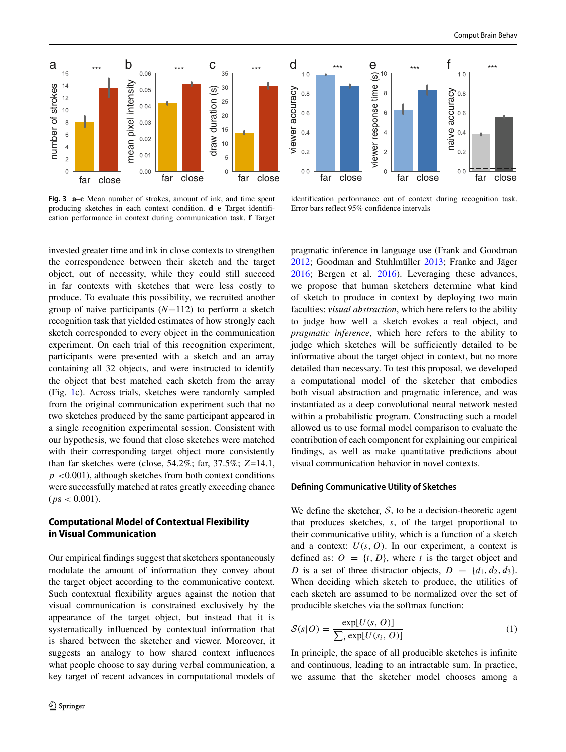**Fig. 3** **a–c** Mean number of strokes, amount of ink, and time spent producing sketches in each context condition. **d–e** Target identification performance in context during communication task. **f** Target identification performance out of context during recognition task. Error bars reflect 95% confidence intervals

invested greater time and ink in close contexts to strengthen the correspondence between their sketch and the target object, out of necessity, while they could still succeed in far contexts with sketches that were less costly to produce. To evaluate this possibility, we recruited another group of naive participants ($N$=112) to perform a sketch recognition task that yielded estimates of how strongly each sketch corresponded to every object in the communication experiment. On each trial of this recognition experiment, participants were presented with a sketch and an array containing all 32 objects, and were instructed to identify the object that best matched each sketch from the array (Fig. 1c). Across trials, sketches were randomly sampled from the original communication experiment such that no two sketches produced by the same participant appeared in a single recognition experimental session. Consistent with our hypothesis, we found that close sketches were matched with their corresponding target object more consistently than far sketches were (close, 54.2%; far, 37.5%; $Z$=14.1, $p$ <0.001), although sketches from both context conditions were successfully matched at rates greatly exceeding chance ($ps$ < 0.001).

## Computational Model of Contextual Flexibility in Visual Communication

Our empirical findings suggest that sketchers spontaneously modulate the amount of information they convey about the target object according to the communicative context. Such contextual flexibility argues against the notion that visual communication is constrained exclusively by the appearance of the target object, but instead that it is systematically influenced by contextual information that is shared between the sketcher and viewer. Moreover, it suggests an analogy to how shared context influences what people choose to say during verbal communication, a key target of recent advances in computational models of pragmatic inference in language use (Frank and Goodman 2012; Goodman and Stuhlmüller 2013; Franke and Jäger 2016; Bergen et al. 2016). Leveraging these advances, we propose that human sketchers determine what kind of sketch to produce in context by deploying two main faculties: *visual abstraction*, which here refers to the ability to judge how well a sketch evokes a real object, and *pragmatic inference*, which here refers to the ability to judge which sketches will be sufficiently detailed to be informative about the target object in context, but no more detailed than necessary. To test this proposal, we developed a computational model of the sketcher that embodies both visual abstraction and pragmatic inference, and was instantiated as a deep convolutional neural network nested within a probabilistic program. Constructing such a model allowed us to use formal model comparison to evaluate the contribution of each component for explaining our empirical findings, as well as make quantitative predictions about visual communication behavior in novel contexts.

### Defining Communicative Utility of Sketches

We define the sketcher, $\mathcal{S}$, to be a decision-theoretic agent that produces sketches, $s$, of the target proportional to their communicative utility, which is a function of a sketch and a context: $U(s, O)$. In our experiment, a context is defined as: $O = \{t, D\}$, where $t$ is the target object and $D$ is a set of three distractor objects, $D = \{d_1, d_2, d_3\}$. When deciding which sketch to produce, the utilities of each sketch are assumed to be normalized over the set of producible sketches via the softmax function:

$$\mathcal{S}(s|O) = \frac{\exp[U(s, O)]}{\sum_i \exp[U(s_i, O)]} \quad (1)$$

In principle, the space of all producible sketches is infinite and continuous, leading to an intractable sum. In practice, we assume that the sketcher model chooses among a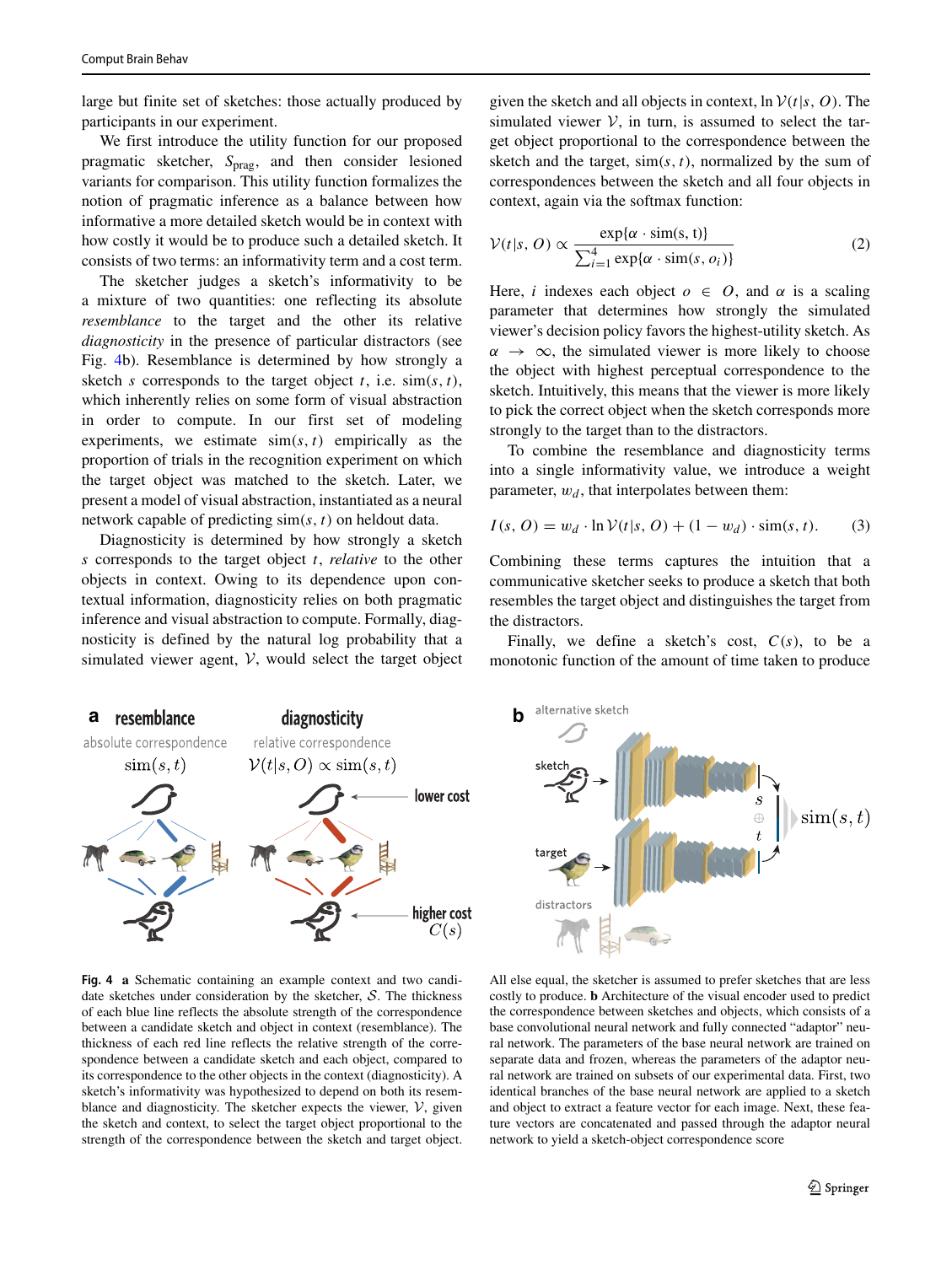large but finite set of sketches: those actually produced by participants in our experiment.

We first introduce the utility function for our proposed pragmatic sketcher, $S_{\text{prag}}$, and then consider lesioned variants for comparison. This utility function formalizes the notion of pragmatic inference as a balance between how informative a more detailed sketch would be in context with how costly it would be to produce such a detailed sketch. It consists of two terms: an informativity term and a cost term.

The sketcher judges a sketch's informativity to be a mixture of two quantities: one reflecting its absolute *resemblance* to the target and the other its relative *diagnosticity* in the presence of particular distractors (see Fig. 4b). Resemblance is determined by how strongly a sketch $s$ corresponds to the target object $t$, i.e. $\text{sim}(s, t)$, which inherently relies on some form of visual abstraction in order to compute. In our first set of modeling experiments, we estimate $\text{sim}(s, t)$ empirically as the proportion of trials in the recognition experiment on which the target object was matched to the sketch. Later, we present a model of visual abstraction, instantiated as a neural network capable of predicting $\text{sim}(s, t)$ on heldout data.

Diagnosticity is determined by how strongly a sketch $s$ corresponds to the target object $t$, *relative* to the other objects in context. Owing to its dependence upon contextual information, diagnosticity relies on both pragmatic inference and visual abstraction to compute. Formally, diagnosticity is defined by the natural log probability that a simulated viewer agent, $\mathcal{V}$, would select the target object given the sketch and all objects in context, $\ln \mathcal{V}(t|s, O)$. The simulated viewer $\mathcal{V}$, in turn, is assumed to select the target object proportional to the correspondence between the sketch and the target, $\text{sim}(s, t)$, normalized by the sum of correspondences between the sketch and all four objects in context, again via the softmax function:

$$\mathcal{V}(t|s, O) \propto \frac{\exp\{\alpha \cdot \text{sim}(s, t)\}}{\sum_{i=1}^{4} \exp\{\alpha \cdot \text{sim}(s, o_i)\}} \tag{2}$$

Here, $i$ indexes each object $o \in O$, and $\alpha$ is a scaling parameter that determines how strongly the simulated viewer's decision policy favors the highest-utility sketch. As $\alpha \to \infty$, the simulated viewer is more likely to choose the object with highest perceptual correspondence to the sketch. Intuitively, this means that the viewer is more likely to pick the correct object when the sketch corresponds more strongly to the target than to the distractors.

To combine the resemblance and diagnosticity terms into a single informativity value, we introduce a weight parameter, $w_d$, that interpolates between them:

$$I(s, O) = w_d \cdot \ln \mathcal{V}(t|s, O) + (1 - w_d) \cdot \text{sim}(s, t). \tag{3}$$

Combining these terms captures the intuition that a communicative sketcher seeks to produce a sketch that both resembles the target object and distinguishes the target from the distractors.

Finally, we define a sketch's cost, $C(s)$, to be a monotonic function of the amount of time taken to produce

**Fig. 4** **a** Schematic containing an example context and two candidate sketches under consideration by the sketcher, $\mathcal{S}$. The thickness of each blue line reflects the absolute strength of the correspondence between a candidate sketch and object in context (resemblance). The thickness of each red line reflects the relative strength of the correspondence between a candidate sketch and each object, compared to its correspondence to the other objects in the context (diagnosticity). A sketch's informativity was hypothesized to depend on both its resemblance and diagnosticity. The sketcher expects the viewer, $\mathcal{V}$, given the sketch and context, to select the target object proportional to the strength of the correspondence between the sketch and target object. All else equal, the sketcher is assumed to prefer sketches that are less costly to produce. **b** Architecture of the visual encoder used to predict the correspondence between sketches and objects, which consists of a base convolutional neural network and fully connected "adaptor" neural network. The parameters of the base neural network are trained on separate data and frozen, whereas the parameters of the adaptor neural network are trained on subsets of our experimental data. First, two identical branches of the base neural network are applied to a sketch and object to extract a feature vector for each image. Next, these feature vectors are concatenated and passed through the adaptor neural network to yield a sketch-object correspondence score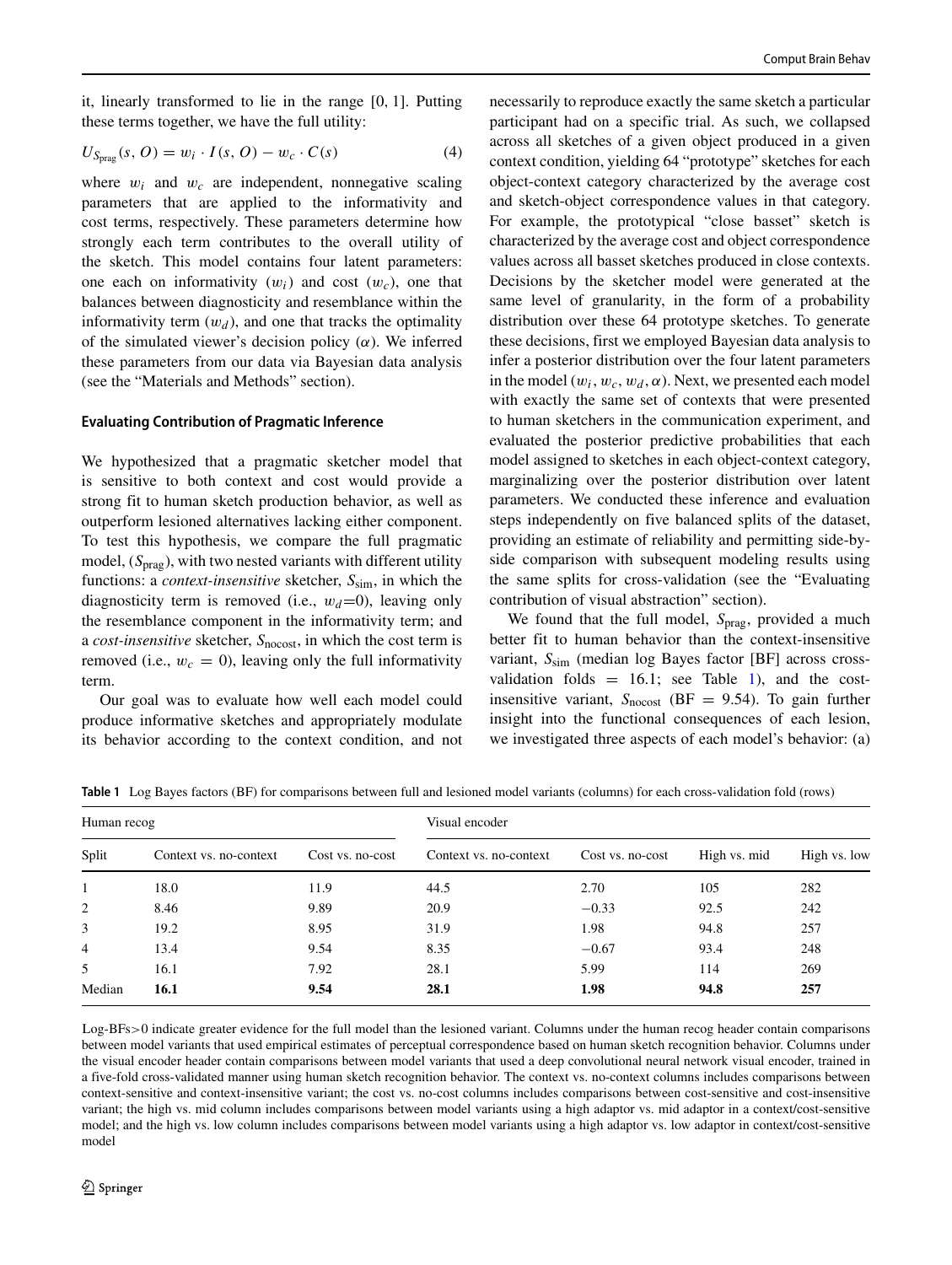it, linearly transformed to lie in the range [0, 1]. Putting these terms together, we have the full utility:

$$U_{S_{\text{prag}}}(s, O) = w_i \cdot I(s, O) - w_c \cdot C(s) \tag{4}$$

where $w_i$ and $w_c$ are independent, nonnegative scaling parameters that are applied to the informativity and cost terms, respectively. These parameters determine how strongly each term contributes to the overall utility of the sketch. This model contains four latent parameters: one each on informativity ($w_i$) and cost ($w_c$), one that balances between diagnosticity and resemblance within the informativity term ($w_d$), and one that tracks the optimality of the simulated viewer's decision policy ($\alpha$). We inferred these parameters from our data via Bayesian data analysis (see the "Materials and Methods" section).

### Evaluating Contribution of Pragmatic Inference

We hypothesized that a pragmatic sketcher model that is sensitive to both context and cost would provide a strong fit to human sketch production behavior, as well as outperform lesioned alternatives lacking either component. To test this hypothesis, we compare the full pragmatic model, ($S_{\text{prag}}$), with two nested variants with different utility functions: a *context-insensitive* sketcher, $S_{\text{sim}}$, in which the diagnosticity term is removed (i.e., $w_d$=0), leaving only the resemblance component in the informativity term; and a *cost-insensitive* sketcher, $S_{\text{nocost}}$, in which the cost term is removed (i.e., $w_c = 0$), leaving only the full informativity term.

Our goal was to evaluate how well each model could produce informative sketches and appropriately modulate its behavior according to the context condition, and not necessarily to reproduce exactly the same sketch a particular participant had on a specific trial. As such, we collapsed across all sketches of a given object produced in a given context condition, yielding 64 "prototype" sketches for each object-context category characterized by the average cost and sketch-object correspondence values in that category. For example, the prototypical "close basset" sketch is characterized by the average cost and object correspondence values across all basset sketches produced in close contexts. Decisions by the sketcher model were generated at the same level of granularity, in the form of a probability distribution over these 64 prototype sketches. To generate these decisions, first we employed Bayesian data analysis to infer a posterior distribution over the four latent parameters in the model ($w_i, w_c, w_d, \alpha$). Next, we presented each model with exactly the same set of contexts that were presented to human sketchers in the communication experiment, and evaluated the posterior predictive probabilities that each model assigned to sketches in each object-context category, marginalizing over the posterior distribution over latent parameters. We conducted these inference and evaluation steps independently on five balanced splits of the dataset, providing an estimate of reliability and permitting side-by-side comparison with subsequent modeling results using the same splits for cross-validation (see the "Evaluating contribution of visual abstraction" section).

We found that the full model, $S_{\text{prag}}$, provided a much better fit to human behavior than the context-insensitive variant, $S_{\text{sim}}$ (median log Bayes factor [BF] across cross-validation folds = 16.1; see Table 1), and the cost-insensitive variant, $S_{\text{nocost}}$ (BF = 9.54). To gain further insight into the functional consequences of each lesion, we investigated three aspects of each model's behavior: (a)

**Table 1** Log Bayes factors (BF) for comparisons between full and lesioned model variants (columns) for each cross-validation fold (rows)

| | Human recog | | Visual encoder | | | |
|---|---|---|---|---|---|---|
| Split | Context vs. no-context | Cost vs. no-cost | Context vs. no-context | Cost vs. no-cost | High vs. mid | High vs. low |
| 1 | 18.0 | 11.9 | 44.5 | 2.70 | 105 | 282 |
| 2 | 8.46 | 9.89 | 20.9 | −0.33 | 92.5 | 242 |
| 3 | 19.2 | 8.95 | 31.9 | 1.98 | 94.8 | 257 |
| 4 | 13.4 | 9.54 | 8.35 | −0.67 | 93.4 | 248 |
| 5 | 16.1 | 7.92 | 28.1 | 5.99 | 114 | 269 |
| Median | **16.1** | **9.54** | **28.1** | **1.98** | **94.8** | **257** |

Log-BFs>0 indicate greater evidence for the full model than the lesioned variant. Columns under the human recog header contain comparisons between model variants that used empirical estimates of perceptual correspondence based on human sketch recognition behavior. Columns under the visual encoder header contain comparisons between model variants that used a deep convolutional neural network visual encoder, trained in a five-fold cross-validated manner using human sketch recognition behavior. The context vs. no-context columns includes comparisons between context-sensitive and context-insensitive variant; the cost vs. no-cost columns includes comparisons between cost-sensitive and cost-insensitive variant; the high vs. mid column includes comparisons between model variants using a high adaptor vs. mid adaptor in a context/cost-sensitive model; and the high vs. low column includes comparisons between model variants using a high adaptor vs. low adaptor in context/cost-sensitive model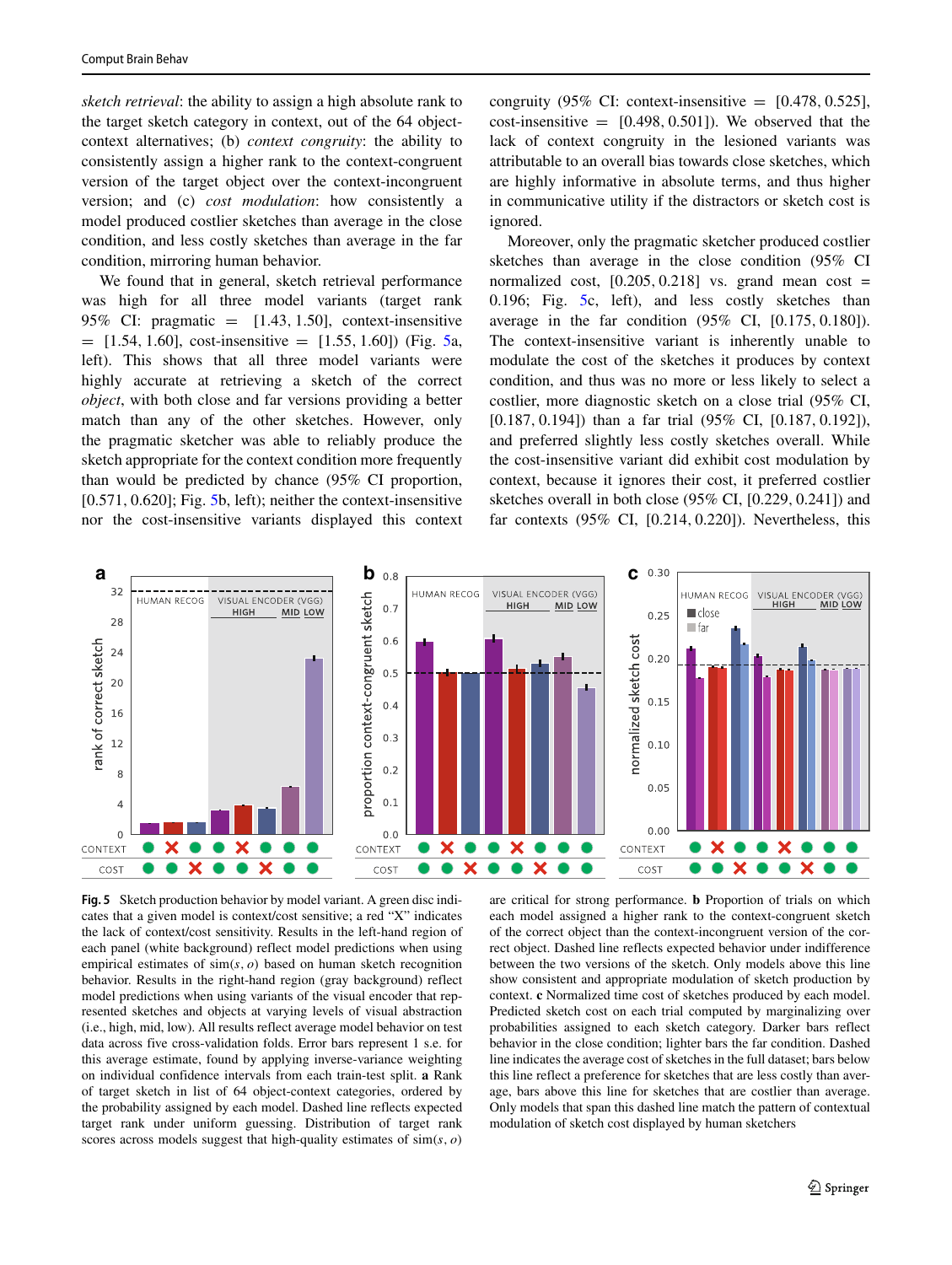*sketch retrieval*: the ability to assign a high absolute rank to the target sketch category in context, out of the 64 object-context alternatives; (b) *context congruity*: the ability to consistently assign a higher rank to the context-congruent version of the target object over the context-incongruent version; and (c) *cost modulation*: how consistently a model produced costlier sketches than average in the close condition, and less costly sketches than average in the far condition, mirroring human behavior.

We found that in general, sketch retrieval performance was high for all three model variants (target rank 95% CI: pragmatic = [1.43, 1.50], context-insensitive = [1.54, 1.60], cost-insensitive = [1.55, 1.60]) (Fig. 5a, left). This shows that all three model variants were highly accurate at retrieving a sketch of the correct *object*, with both close and far versions providing a better match than any of the other sketches. However, only the pragmatic sketcher was able to reliably produce the sketch appropriate for the context condition more frequently than would be predicted by chance (95% CI proportion, [0.571, 0.620]; Fig. 5b, left); neither the context-insensitive nor the cost-insensitive variants displayed this context congruity (95% CI: context-insensitive = [0.478, 0.525], cost-insensitive = [0.498, 0.501]). We observed that the lack of context congruity in the lesioned variants was attributable to an overall bias towards close sketches, which are highly informative in absolute terms, and thus higher in communicative utility if the distractors or sketch cost is ignored.

Moreover, only the pragmatic sketcher produced costlier sketches than average in the close condition (95% CI normalized cost, [0.205, 0.218] vs. grand mean cost = 0.196; Fig. 5c, left), and less costly sketches than average in the far condition (95% CI, [0.175, 0.180]). The context-insensitive variant is inherently unable to modulate the cost of the sketches it produces by context condition, and thus was no more or less likely to select a costlier, more diagnostic sketch on a close trial (95% CI, [0.187, 0.194]) than a far trial (95% CI, [0.187, 0.192]), and preferred slightly less costly sketches overall. While the cost-insensitive variant did exhibit cost modulation by context, because it ignores their cost, it preferred costlier sketches overall in both close (95% CI, [0.229, 0.241]) and far contexts (95% CI, [0.214, 0.220]). Nevertheless, this

a
rank of correct sketch
32 28 24 20 16 12 8 4 0
HUMAN RECOG
VISUAL ENCODER (VGG)
HIGH MID LOW
CONTEXT
COST

b
proportion context-congruent sketch
0.8 0.7 0.6 0.5 0.4 0.3 0.2 0.1 0.0
HUMAN RECOG
VISUAL ENCODER (VGG)
HIGH MID LOW
CONTEXT
COST

c
normalized sketch cost
0.30 0.25 0.20 0.15 0.10 0.05 0.00
HUMAN RECOG
VISUAL ENCODER (VGG)
HIGH MID LOW
close
far
CONTEXT
COST

**Fig. 5** Sketch production behavior by model variant. A green disc indicates that a given model is context/cost sensitive; a red "X" indicates the lack of context/cost sensitivity. Results in the left-hand region of each panel (white background) reflect model predictions when using empirical estimates of sim$(s, o)$ based on human sketch recognition behavior. Results in the right-hand region (gray background) reflect model predictions when using variants of the visual encoder that represented sketches and objects at varying levels of visual abstraction (i.e., high, mid, low). All results reflect average model behavior on test data across five cross-validation folds. Error bars represent 1 s.e. for this average estimate, found by applying inverse-variance weighting on individual confidence intervals from each train-test split. **a** Rank of target sketch in list of 64 object-context categories, ordered by the probability assigned by each model. Dashed line reflects expected target rank under uniform guessing. Distribution of target rank scores across models suggest that high-quality estimates of sim$(s, o)$ are critical for strong performance. **b** Proportion of trials on which each model assigned a higher rank to the context-congruent sketch of the correct object than the context-incongruent version of the correct object. Dashed line reflects expected behavior under indifference between the two versions of the sketch. Only models above this line show consistent and appropriate modulation of sketch production by context. **c** Normalized time cost of sketches produced by each model. Predicted sketch cost on each trial computed by marginalizing over probabilities assigned to each sketch category. Darker bars reflect behavior in the close condition; lighter bars the far condition. Dashed line indicates the average cost of sketches in the full dataset; bars below this line reflect a preference for sketches that are less costly than average, bars above this line for sketches that are costlier than average. Only models that span this dashed line match the pattern of contextual modulation of sketch cost displayed by human sketchers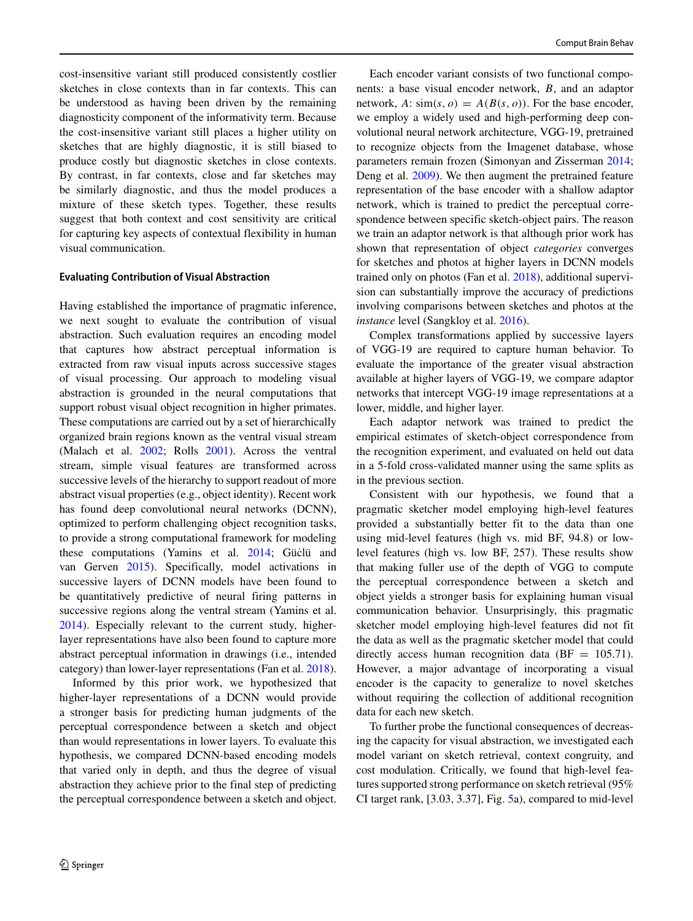cost-insensitive variant still produced consistently costlier sketches in close contexts than in far contexts. This can be understood as having been driven by the remaining diagnosticity component of the informativity term. Because the cost-insensitive variant still places a higher utility on sketches that are highly diagnostic, it is still biased to produce costly but diagnostic sketches in close contexts. By contrast, in far contexts, close and far sketches may be similarly diagnostic, and thus the model produces a mixture of these sketch types. Together, these results suggest that both context and cost sensitivity are critical for capturing key aspects of contextual flexibility in human visual communication.

### Evaluating Contribution of Visual Abstraction

Having established the importance of pragmatic inference, we next sought to evaluate the contribution of visual abstraction. Such evaluation requires an encoding model that captures how abstract perceptual information is extracted from raw visual inputs across successive stages of visual processing. Our approach to modeling visual abstraction is grounded in the neural computations that support robust visual object recognition in higher primates. These computations are carried out by a set of hierarchically organized brain regions known as the ventral visual stream (Malach et al. 2002; Rolls 2001). Across the ventral stream, simple visual features are transformed across successive levels of the hierarchy to support readout of more abstract visual properties (e.g., object identity). Recent work has found deep convolutional neural networks (DCNN), optimized to perform challenging object recognition tasks, to provide a strong computational framework for modeling these computations (Yamins et al. 2014; Güçlü and van Gerven 2015). Specifically, model activations in successive layers of DCNN models have been found to be quantitatively predictive of neural firing patterns in successive regions along the ventral stream (Yamins et al. 2014). Especially relevant to the current study, higher-layer representations have also been found to capture more abstract perceptual information in drawings (i.e., intended category) than lower-layer representations (Fan et al. 2018).

Informed by this prior work, we hypothesized that higher-layer representations of a DCNN would provide a stronger basis for predicting human judgments of the perceptual correspondence between a sketch and object than would representations in lower layers. To evaluate this hypothesis, we compared DCNN-based encoding models that varied only in depth, and thus the degree of visual abstraction they achieve prior to the final step of predicting the perceptual correspondence between a sketch and object.

Each encoder variant consists of two functional components: a base visual encoder network, $B$, and an adaptor network, $A$: $\text{sim}(s, o) = A(B(s, o))$. For the base encoder, we employ a widely used and high-performing deep convolutional neural network architecture, VGG-19, pretrained to recognize objects from the Imagenet database, whose parameters remain frozen (Simonyan and Zisserman 2014; Deng et al. 2009). We then augment the pretrained feature representation of the base with a shallow adaptor network, which is trained to predict the perceptual correspondence between specific sketch-object pairs. The reason we train an adaptor network is that although prior work has shown that representation of object *categories* converges for sketches and photos at higher layers in DCNN models trained only on photos (Fan et al. 2018), additional supervision can substantially improve the accuracy of predictions involving comparisons between sketches and photos at the *instance* level (Sangkloy et al. 2016).

Complex transformations applied by successive layers of VGG-19 are required to capture human behavior. To evaluate the importance of the greater visual abstraction available at higher layers of VGG-19, we compare adaptor networks that intercept VGG-19 image representations at a lower, middle, and higher layer.

Each adaptor network was trained to predict the empirical estimates of sketch-object correspondence from the recognition experiment, and evaluated on held out data in a 5-fold cross-validated manner using the same splits as in the previous section.

Consistent with our hypothesis, we found that a pragmatic sketcher model employing high-level features provided a substantially better fit to the data than one using mid-level features (high vs. mid BF, 94.8) or low-level features (high vs. low BF, 257). These results show that making fuller use of the depth of VGG to compute the perceptual correspondence between a sketch and object yields a stronger basis for explaining human visual communication behavior. Unsurprisingly, this pragmatic sketcher model employing high-level features did not fit the data as well as the pragmatic sketcher model that could directly access human recognition data (BF = 105.71). However, a major advantage of incorporating a visual encoder is the capacity to generalize to novel sketches without requiring the collection of additional recognition data for each new sketch.

To further probe the functional consequences of decreasing the capacity for visual abstraction, we investigated each model variant on sketch retrieval, context congruity, and cost modulation. Critically, we found that high-level features supported strong performance on sketch retrieval (95% CI target rank, [3.03, 3.37], Fig. 5a), compared to mid-level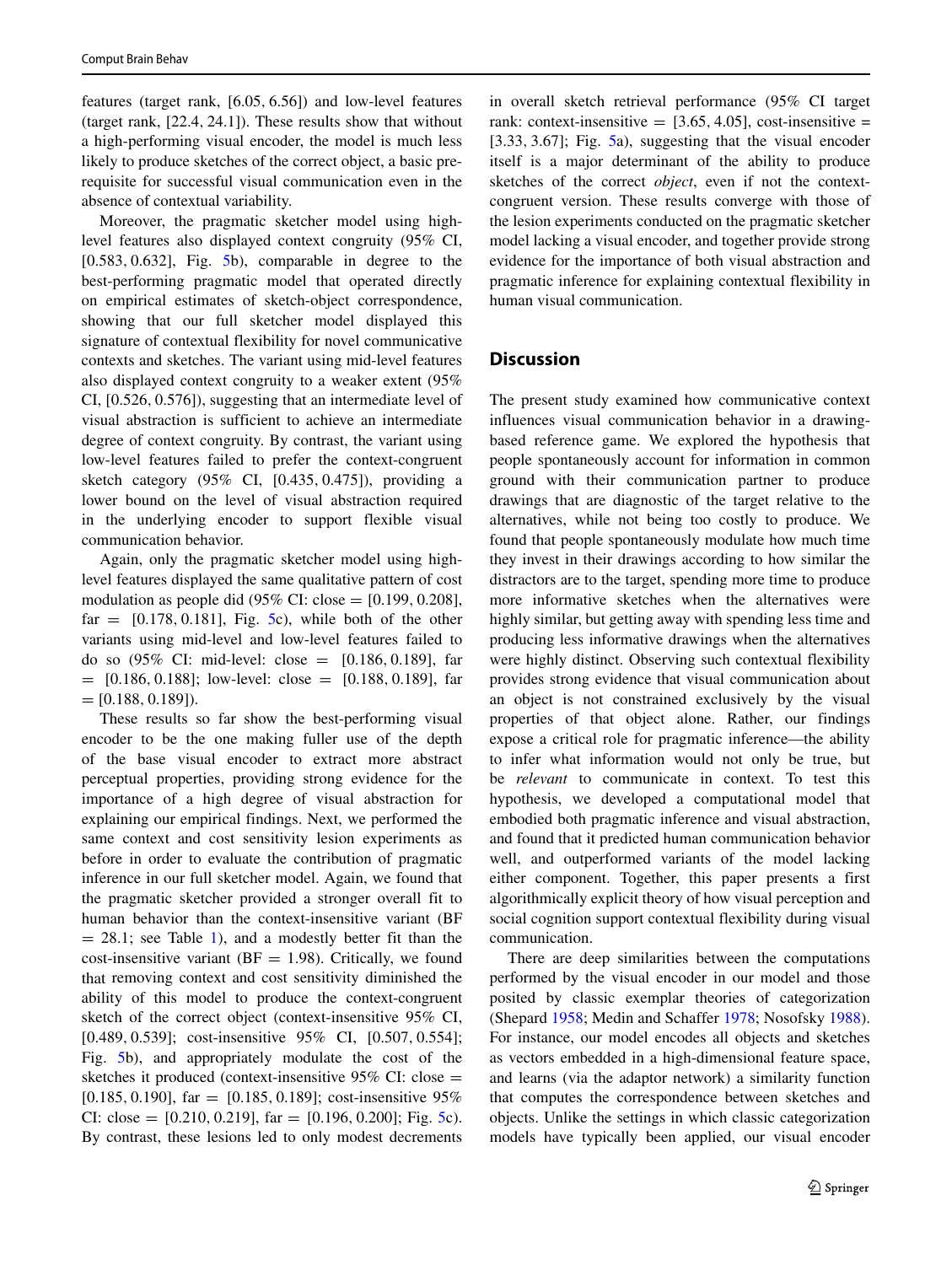features (target rank, [6.05, 6.56]) and low-level features (target rank, [22.4, 24.1]). These results show that without a high-performing visual encoder, the model is much less likely to produce sketches of the correct object, a basic prerequisite for successful visual communication even in the absence of contextual variability.

Moreover, the pragmatic sketcher model using high-level features also displayed context congruity (95% CI, [0.583, 0.632], Fig. 5b), comparable in degree to the best-performing pragmatic model that operated directly on empirical estimates of sketch-object correspondence, showing that our full sketcher model displayed this signature of contextual flexibility for novel communicative contexts and sketches. The variant using mid-level features also displayed context congruity to a weaker extent (95% CI, [0.526, 0.576]), suggesting that an intermediate level of visual abstraction is sufficient to achieve an intermediate degree of context congruity. By contrast, the variant using low-level features failed to prefer the context-congruent sketch category (95% CI, [0.435, 0.475]), providing a lower bound on the level of visual abstraction required in the underlying encoder to support flexible visual communication behavior.

Again, only the pragmatic sketcher model using high-level features displayed the same qualitative pattern of cost modulation as people did (95% CI: close = [0.199, 0.208], far = [0.178, 0.181], Fig. 5c), while both of the other variants using mid-level and low-level features failed to do so (95% CI: mid-level: close = [0.186, 0.189], far = [0.186, 0.188]; low-level: close = [0.188, 0.189], far = [0.188, 0.189]).

These results so far show the best-performing visual encoder to be the one making fuller use of the depth of the base visual encoder to extract more abstract perceptual properties, providing strong evidence for the importance of a high degree of visual abstraction for explaining our empirical findings. Next, we performed the same context and cost sensitivity lesion experiments as before in order to evaluate the contribution of pragmatic inference in our full sketcher model. Again, we found that the pragmatic sketcher provided a stronger overall fit to human behavior than the context-insensitive variant (BF = 28.1; see Table 1), and a modestly better fit than the cost-insensitive variant (BF = 1.98). Critically, we found that removing context and cost sensitivity diminished the ability of this model to produce the context-congruent sketch of the correct object (context-insensitive 95% CI, [0.489, 0.539]; cost-insensitive 95% CI, [0.507, 0.554]; Fig. 5b), and appropriately modulate the cost of the sketches it produced (context-insensitive 95% CI: close = [0.185, 0.190], far = [0.185, 0.189]; cost-insensitive 95% CI: close = [0.210, 0.219], far = [0.196, 0.200]; Fig. 5c). By contrast, these lesions led to only modest decrements in overall sketch retrieval performance (95% CI target rank: context-insensitive = [3.65, 4.05], cost-insensitive = [3.33, 3.67]; Fig. 5a), suggesting that the visual encoder itself is a major determinant of the ability to produce sketches of the correct *object*, even if not the context-congruent version. These results converge with those of the lesion experiments conducted on the pragmatic sketcher model lacking a visual encoder, and together provide strong evidence for the importance of both visual abstraction and pragmatic inference for explaining contextual flexibility in human visual communication.

## Discussion

The present study examined how communicative context influences visual communication behavior in a drawing-based reference game. We explored the hypothesis that people spontaneously account for information in common ground with their communication partner to produce drawings that are diagnostic of the target relative to the alternatives, while not being too costly to produce. We found that people spontaneously modulate how much time they invest in their drawings according to how similar the distractors are to the target, spending more time to produce more informative sketches when the alternatives were highly similar, but getting away with spending less time and producing less informative drawings when the alternatives were highly distinct. Observing such contextual flexibility provides strong evidence that visual communication about an object is not constrained exclusively by the visual properties of that object alone. Rather, our findings expose a critical role for pragmatic inference—the ability to infer what information would not only be true, but be *relevant* to communicate in context. To test this hypothesis, we developed a computational model that embodied both pragmatic inference and visual abstraction, and found that it predicted human communication behavior well, and outperformed variants of the model lacking either component. Together, this paper presents a first algorithmically explicit theory of how visual perception and social cognition support contextual flexibility during visual communication.

There are deep similarities between the computations performed by the visual encoder in our model and those posited by classic exemplar theories of categorization (Shepard 1958; Medin and Schaffer 1978; Nosofsky 1988). For instance, our model encodes all objects and sketches as vectors embedded in a high-dimensional feature space, and learns (via the adaptor network) a similarity function that computes the correspondence between sketches and objects. Unlike the settings in which classic categorization models have typically been applied, our visual encoder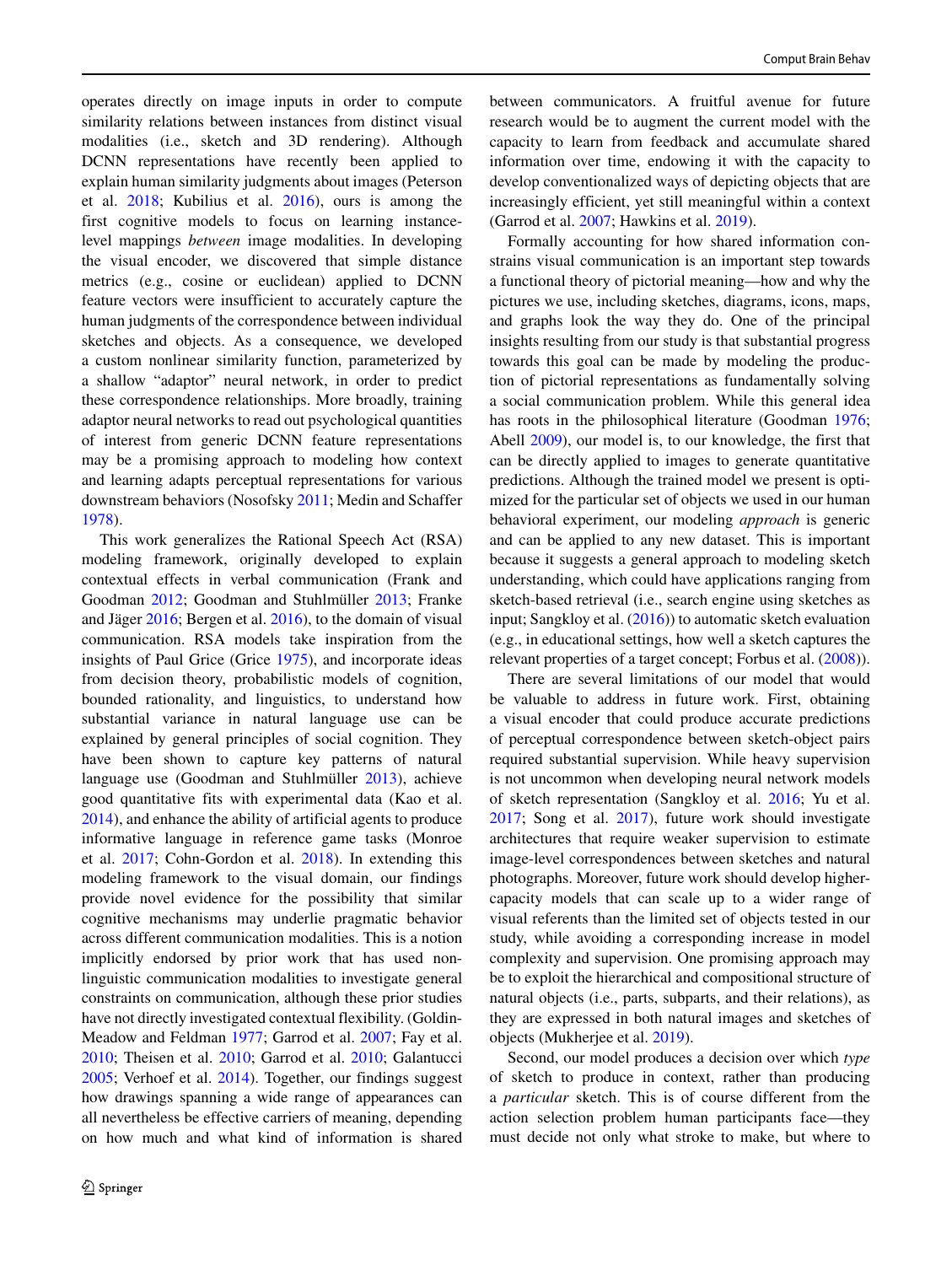operates directly on image inputs in order to compute similarity relations between instances from distinct visual modalities (i.e., sketch and 3D rendering). Although DCNN representations have recently been applied to explain human similarity judgments about images (Peterson et al. 2018; Kubilius et al. 2016), ours is among the first cognitive models to focus on learning instance-level mappings *between* image modalities. In developing the visual encoder, we discovered that simple distance metrics (e.g., cosine or euclidean) applied to DCNN feature vectors were insufficient to accurately capture the human judgments of the correspondence between individual sketches and objects. As a consequence, we developed a custom nonlinear similarity function, parameterized by a shallow "adaptor" neural network, in order to predict these correspondence relationships. More broadly, training adaptor neural networks to read out psychological quantities of interest from generic DCNN feature representations may be a promising approach to modeling how context and learning adapts perceptual representations for various downstream behaviors (Nosofsky 2011; Medin and Schaffer 1978).

This work generalizes the Rational Speech Act (RSA) modeling framework, originally developed to explain contextual effects in verbal communication (Frank and Goodman 2012; Goodman and Stuhlmüller 2013; Franke and Jäger 2016; Bergen et al. 2016), to the domain of visual communication. RSA models take inspiration from the insights of Paul Grice (Grice 1975), and incorporate ideas from decision theory, probabilistic models of cognition, bounded rationality, and linguistics, to understand how substantial variance in natural language use can be explained by general principles of social cognition. They have been shown to capture key patterns of natural language use (Goodman and Stuhlmüller 2013), achieve good quantitative fits with experimental data (Kao et al. 2014), and enhance the ability of artificial agents to produce informative language in reference game tasks (Monroe et al. 2017; Cohn-Gordon et al. 2018). In extending this modeling framework to the visual domain, our findings provide novel evidence for the possibility that similar cognitive mechanisms may underlie pragmatic behavior across different communication modalities. This is a notion implicitly endorsed by prior work that has used non-linguistic communication modalities to investigate general constraints on communication, although these prior studies have not directly investigated contextual flexibility. (Goldin-Meadow and Feldman 1977; Garrod et al. 2007; Fay et al. 2010; Theisen et al. 2010; Garrod et al. 2010; Galantucci 2005; Verhoef et al. 2014). Together, our findings suggest how drawings spanning a wide range of appearances can all nevertheless be effective carriers of meaning, depending on how much and what kind of information is shared between communicators. A fruitful avenue for future research would be to augment the current model with the capacity to learn from feedback and accumulate shared information over time, endowing it with the capacity to develop conventionalized ways of depicting objects that are increasingly efficient, yet still meaningful within a context (Garrod et al. 2007; Hawkins et al. 2019).

Formally accounting for how shared information constrains visual communication is an important step towards a functional theory of pictorial meaning—how and why the pictures we use, including sketches, diagrams, icons, maps, and graphs look the way they do. One of the principal insights resulting from our study is that substantial progress towards this goal can be made by modeling the production of pictorial representations as fundamentally solving a social communication problem. While this general idea has roots in the philosophical literature (Goodman 1976; Abell 2009), our model is, to our knowledge, the first that can be directly applied to images to generate quantitative predictions. Although the trained model we present is optimized for the particular set of objects we used in our human behavioral experiment, our modeling *approach* is generic and can be applied to any new dataset. This is important because it suggests a general approach to modeling sketch understanding, which could have applications ranging from sketch-based retrieval (i.e., search engine using sketches as input; Sangkloy et al. (2016)) to automatic sketch evaluation (e.g., in educational settings, how well a sketch captures the relevant properties of a target concept; Forbus et al. (2008)).

There are several limitations of our model that would be valuable to address in future work. First, obtaining a visual encoder that could produce accurate predictions of perceptual correspondence between sketch-object pairs required substantial supervision. While heavy supervision is not uncommon when developing neural network models of sketch representation (Sangkloy et al. 2016; Yu et al. 2017; Song et al. 2017), future work should investigate architectures that require weaker supervision to estimate image-level correspondences between sketches and natural photographs. Moreover, future work should develop higher-capacity models that can scale up to a wider range of visual referents than the limited set of objects tested in our study, while avoiding a corresponding increase in model complexity and supervision. One promising approach may be to exploit the hierarchical and compositional structure of natural objects (i.e., parts, subparts, and their relations), as they are expressed in both natural images and sketches of objects (Mukherjee et al. 2019).

Second, our model produces a decision over which *type* of sketch to produce in context, rather than producing a *particular* sketch. This is of course different from the action selection problem human participants face—they must decide not only what stroke to make, but where to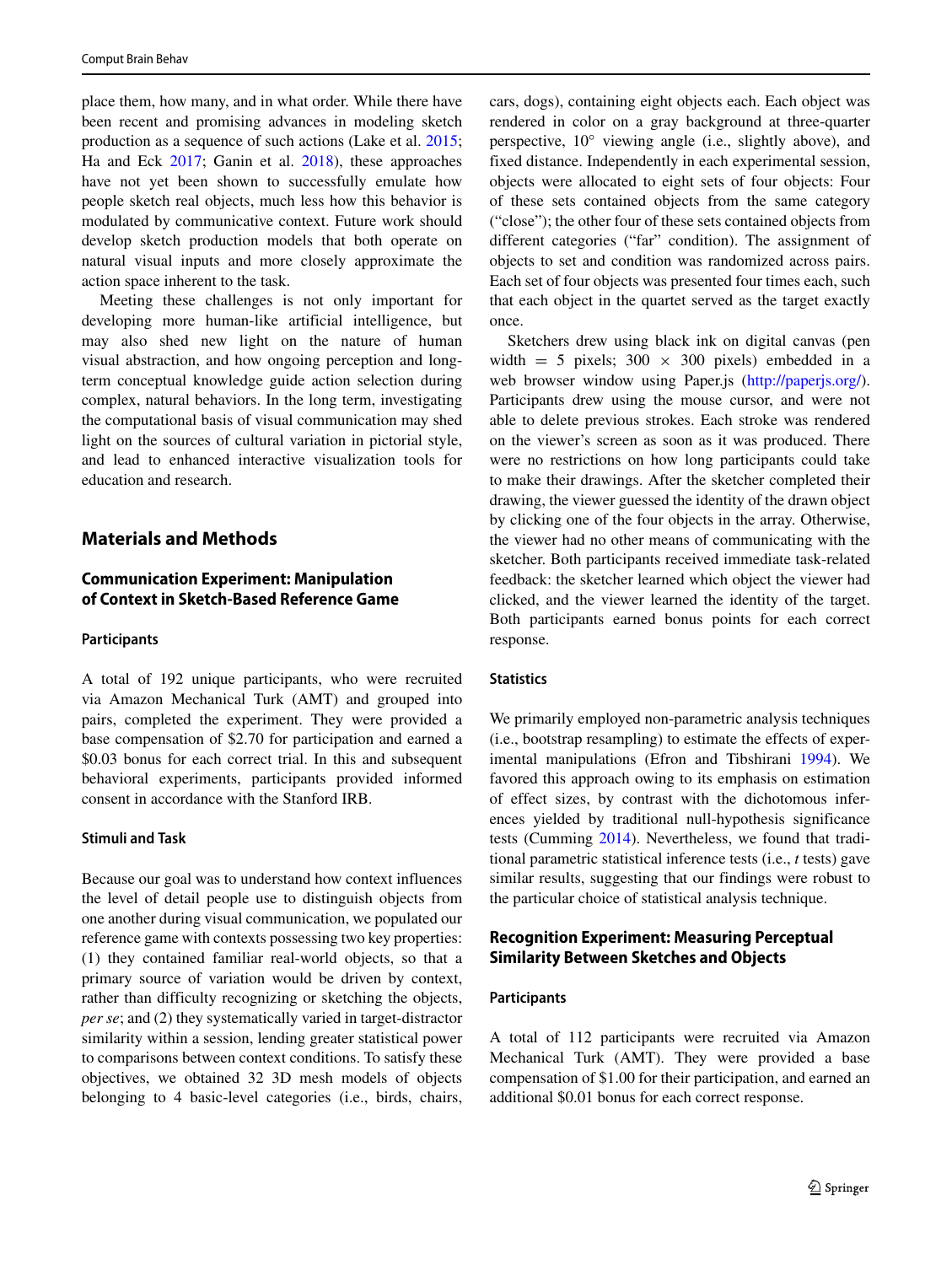place them, how many, and in what order. While there have been recent and promising advances in modeling sketch production as a sequence of such actions (Lake et al. 2015; Ha and Eck 2017; Ganin et al. 2018), these approaches have not yet been shown to successfully emulate how people sketch real objects, much less how this behavior is modulated by communicative context. Future work should develop sketch production models that both operate on natural visual inputs and more closely approximate the action space inherent to the task.

Meeting these challenges is not only important for developing more human-like artificial intelligence, but may also shed new light on the nature of human visual abstraction, and how ongoing perception and long-term conceptual knowledge guide action selection during complex, natural behaviors. In the long term, investigating the computational basis of visual communication may shed light on the sources of cultural variation in pictorial style, and lead to enhanced interactive visualization tools for education and research.

## Materials and Methods

### Communication Experiment: Manipulation of Context in Sketch-Based Reference Game

#### Participants

A total of 192 unique participants, who were recruited via Amazon Mechanical Turk (AMT) and grouped into pairs, completed the experiment. They were provided a base compensation of \$2.70 for participation and earned a \$0.03 bonus for each correct trial. In this and subsequent behavioral experiments, participants provided informed consent in accordance with the Stanford IRB.

#### Stimuli and Task

Because our goal was to understand how context influences the level of detail people use to distinguish objects from one another during visual communication, we populated our reference game with contexts possessing two key properties: (1) they contained familiar real-world objects, so that a primary source of variation would be driven by context, rather than difficulty recognizing or sketching the objects, *per se*; and (2) they systematically varied in target-distractor similarity within a session, lending greater statistical power to comparisons between context conditions. To satisfy these objectives, we obtained 32 3D mesh models of objects belonging to 4 basic-level categories (i.e., birds, chairs, cars, dogs), containing eight objects each. Each object was rendered in color on a gray background at three-quarter perspective, 10° viewing angle (i.e., slightly above), and fixed distance. Independently in each experimental session, objects were allocated to eight sets of four objects: Four of these sets contained objects from the same category ("close"); the other four of these sets contained objects from different categories ("far" condition). The assignment of objects to set and condition was randomized across pairs. Each set of four objects was presented four times each, such that each object in the quartet served as the target exactly once.

Sketchers drew using black ink on digital canvas (pen width = 5 pixels; 300 × 300 pixels) embedded in a web browser window using Paper.js (http://paperjs.org/). Participants drew using the mouse cursor, and were not able to delete previous strokes. Each stroke was rendered on the viewer's screen as soon as it was produced. There were no restrictions on how long participants could take to make their drawings. After the sketcher completed their drawing, the viewer guessed the identity of the drawn object by clicking one of the four objects in the array. Otherwise, the viewer had no other means of communicating with the sketcher. Both participants received immediate task-related feedback: the sketcher learned which object the viewer had clicked, and the viewer learned the identity of the target. Both participants earned bonus points for each correct response.

#### Statistics

We primarily employed non-parametric analysis techniques (i.e., bootstrap resampling) to estimate the effects of experimental manipulations (Efron and Tibshirani 1994). We favored this approach owing to its emphasis on estimation of effect sizes, by contrast with the dichotomous inferences yielded by traditional null-hypothesis significance tests (Cumming 2014). Nevertheless, we found that traditional parametric statistical inference tests (i.e., $t$ tests) gave similar results, suggesting that our findings were robust to the particular choice of statistical analysis technique.

### Recognition Experiment: Measuring Perceptual Similarity Between Sketches and Objects

#### Participants

A total of 112 participants were recruited via Amazon Mechanical Turk (AMT). They were provided a base compensation of \$1.00 for their participation, and earned an additional \$0.01 bonus for each correct response.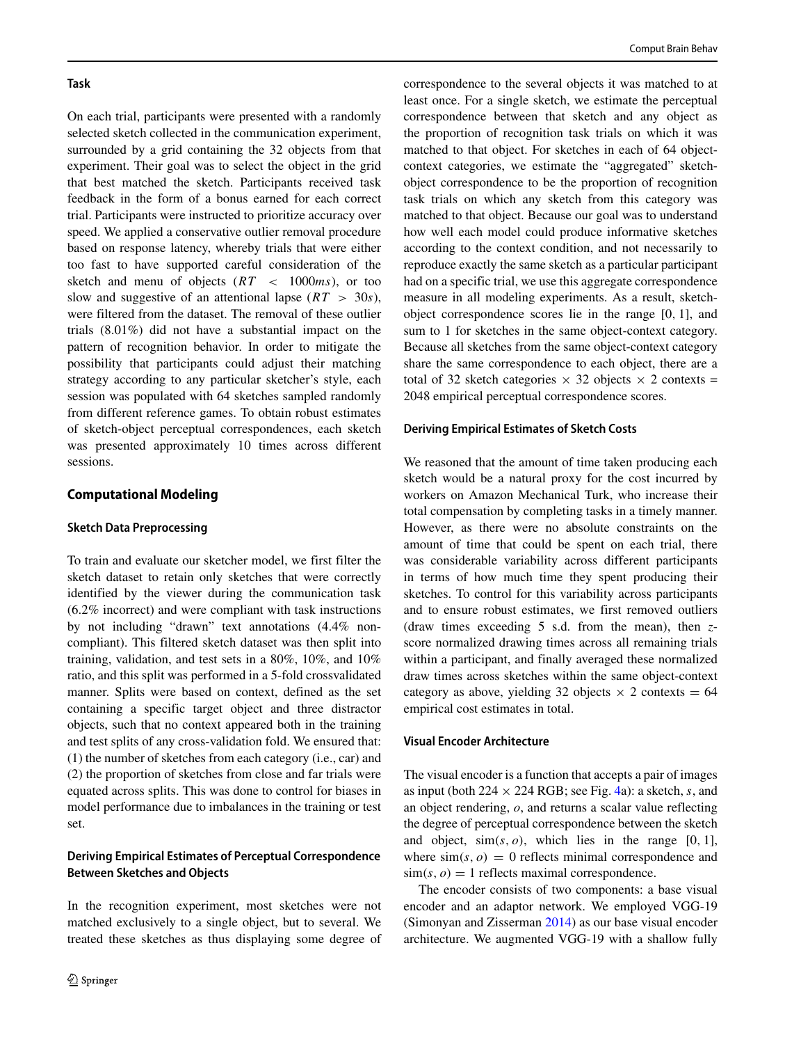### Task

On each trial, participants were presented with a randomly selected sketch collected in the communication experiment, surrounded by a grid containing the 32 objects from that experiment. Their goal was to select the object in the grid that best matched the sketch. Participants received task feedback in the form of a bonus earned for each correct trial. Participants were instructed to prioritize accuracy over speed. We applied a conservative outlier removal procedure based on response latency, whereby trials that were either too fast to have supported careful consideration of the sketch and menu of objects ($RT < 1000ms$), or too slow and suggestive of an attentional lapse ($RT > 30s$), were filtered from the dataset. The removal of these outlier trials (8.01%) did not have a substantial impact on the pattern of recognition behavior. In order to mitigate the possibility that participants could adjust their matching strategy according to any particular sketcher's style, each session was populated with 64 sketches sampled randomly from different reference games. To obtain robust estimates of sketch-object perceptual correspondences, each sketch was presented approximately 10 times across different sessions.

## Computational Modeling

### Sketch Data Preprocessing

To train and evaluate our sketcher model, we first filter the sketch dataset to retain only sketches that were correctly identified by the viewer during the communication task (6.2% incorrect) and were compliant with task instructions by not including "drawn" text annotations (4.4% non-compliant). This filtered sketch dataset was then split into training, validation, and test sets in a 80%, 10%, and 10% ratio, and this split was performed in a 5-fold crossvalidated manner. Splits were based on context, defined as the set containing a specific target object and three distractor objects, such that no context appeared both in the training and test splits of any cross-validation fold. We ensured that: (1) the number of sketches from each category (i.e., car) and (2) the proportion of sketches from close and far trials were equated across splits. This was done to control for biases in model performance due to imbalances in the training or test set.

### Deriving Empirical Estimates of Perceptual Correspondence Between Sketches and Objects

In the recognition experiment, most sketches were not matched exclusively to a single object, but to several. We treated these sketches as thus displaying some degree of correspondence to the several objects it was matched to at least once. For a single sketch, we estimate the perceptual correspondence between that sketch and any object as the proportion of recognition task trials on which it was matched to that object. For sketches in each of 64 object-context categories, we estimate the "aggregated" sketch-object correspondence to be the proportion of recognition task trials on which any sketch from this category was matched to that object. Because our goal was to understand how well each model could produce informative sketches according to the context condition, and not necessarily to reproduce exactly the same sketch as a particular participant had on a specific trial, we use this aggregate correspondence measure in all modeling experiments. As a result, sketch-object correspondence scores lie in the range $[0, 1]$, and sum to 1 for sketches in the same object-context category. Because all sketches from the same object-context category share the same correspondence to each object, there are a total of 32 sketch categories $\times$ 32 objects $\times$ 2 contexts = 2048 empirical perceptual correspondence scores.

### Deriving Empirical Estimates of Sketch Costs

We reasoned that the amount of time taken producing each sketch would be a natural proxy for the cost incurred by workers on Amazon Mechanical Turk, who increase their total compensation by completing tasks in a timely manner. However, as there were no absolute constraints on the amount of time that could be spent on each trial, there was considerable variability across different participants in terms of how much time they spent producing their sketches. To control for this variability across participants and to ensure robust estimates, we first removed outliers (draw times exceeding 5 s.d. from the mean), then $z$-score normalized drawing times across all remaining trials within a participant, and finally averaged these normalized draw times across sketches within the same object-context category as above, yielding 32 objects $\times$ 2 contexts $=$ 64 empirical cost estimates in total.

### Visual Encoder Architecture

The visual encoder is a function that accepts a pair of images as input (both $224 \times 224$ RGB; see Fig. 4a): a sketch, $s$, and an object rendering, $o$, and returns a scalar value reflecting the degree of perceptual correspondence between the sketch and object, $\text{sim}(s, o)$, which lies in the range $[0, 1]$, where $\text{sim}(s, o) = 0$ reflects minimal correspondence and $\text{sim}(s, o) = 1$ reflects maximal correspondence.

The encoder consists of two components: a base visual encoder and an adaptor network. We employed VGG-19 (Simonyan and Zisserman 2014) as our base visual encoder architecture. We augmented VGG-19 with a shallow fully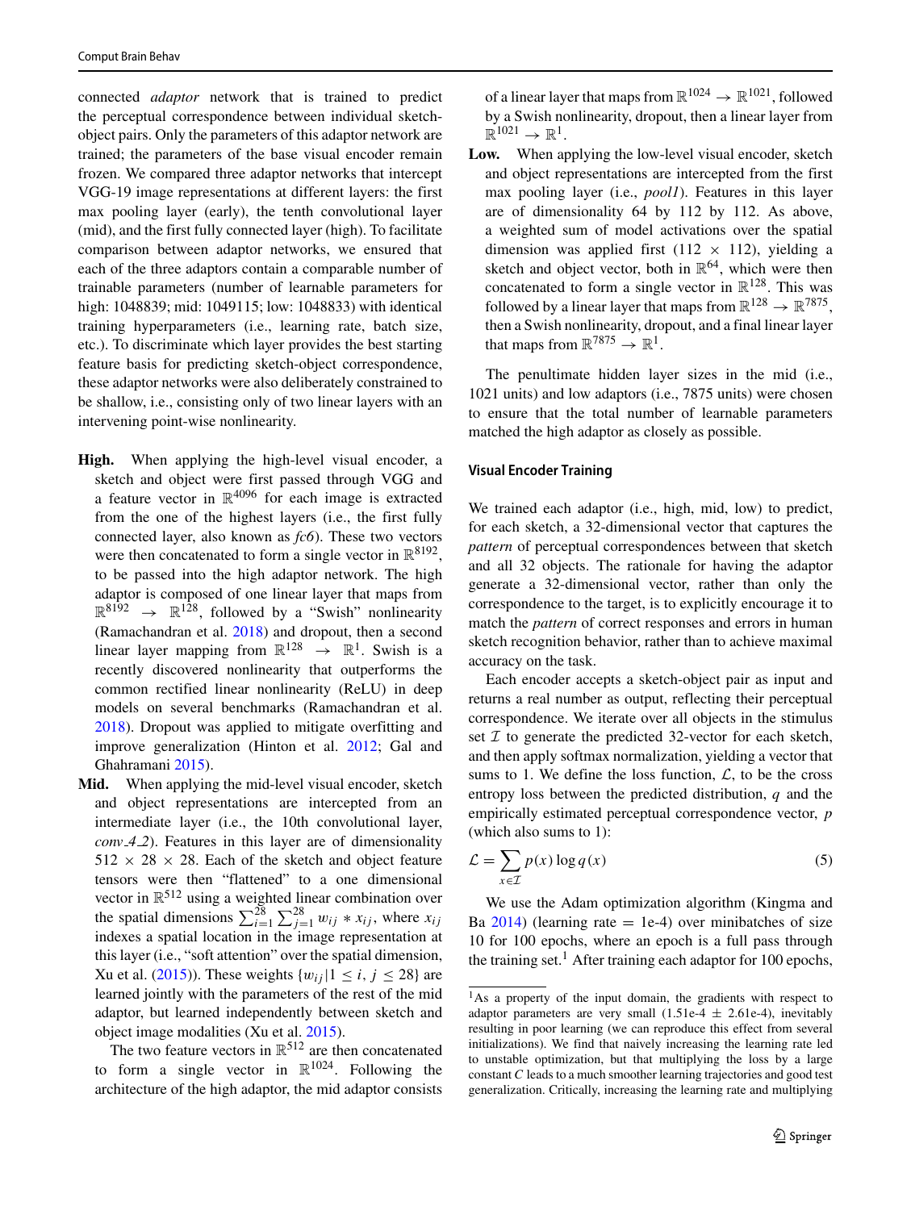connected *adaptor* network that is trained to predict the perceptual correspondence between individual sketch-object pairs. Only the parameters of this adaptor network are trained; the parameters of the base visual encoder remain frozen. We compared three adaptor networks that intercept VGG-19 image representations at different layers: the first max pooling layer (early), the tenth convolutional layer (mid), and the first fully connected layer (high). To facilitate comparison between adaptor networks, we ensured that each of the three adaptors contain a comparable number of trainable parameters (number of learnable parameters for high: 1048839; mid: 1049115; low: 1048833) with identical training hyperparameters (i.e., learning rate, batch size, etc.). To discriminate which layer provides the best starting feature basis for predicting sketch-object correspondence, these adaptor networks were also deliberately constrained to be shallow, i.e., consisting only of two linear layers with an intervening point-wise nonlinearity.

- **High.** When applying the high-level visual encoder, a sketch and object were first passed through VGG and a feature vector in $\mathbb{R}^{4096}$ for each image is extracted from the one of the highest layers (i.e., the first fully connected layer, also known as *fc6*). These two vectors were then concatenated to form a single vector in $\mathbb{R}^{8192}$, to be passed into the high adaptor network. The high adaptor is composed of one linear layer that maps from $\mathbb{R}^{8192} \rightarrow \mathbb{R}^{128}$, followed by a "Swish" nonlinearity (Ramachandran et al. 2018) and dropout, then a second linear layer mapping from $\mathbb{R}^{128} \rightarrow \mathbb{R}^{1}$. Swish is a recently discovered nonlinearity that outperforms the common rectified linear nonlinearity (ReLU) in deep models on several benchmarks (Ramachandran et al. 2018). Dropout was applied to mitigate overfitting and improve generalization (Hinton et al. 2012; Gal and Ghahramani 2015).
- **Mid.** When applying the mid-level visual encoder, sketch and object representations are intercepted from an intermediate layer (i.e., the 10th convolutional layer, *conv_4_2*). Features in this layer are of dimensionality 512 × 28 × 28. Each of the sketch and object feature tensors were then "flattened" to a one dimensional vector in $\mathbb{R}^{512}$ using a weighted linear combination over the spatial dimensions $\sum_{i=1}^{28}\sum_{j=1}^{28} w_{ij} * x_{ij}$, where $x_{ij}$ indexes a spatial location in the image representation at this layer (i.e., "soft attention" over the spatial dimension, Xu et al. (2015)). These weights $\{w_{ij} | 1 \leq i, j \leq 28\}$ are learned jointly with the parameters of the rest of the mid adaptor, but learned independently between sketch and object image modalities (Xu et al. 2015).

  The two feature vectors in $\mathbb{R}^{512}$ are then concatenated to form a single vector in $\mathbb{R}^{1024}$. Following the architecture of the high adaptor, the mid adaptor consists of a linear layer that maps from $\mathbb{R}^{1024} \rightarrow \mathbb{R}^{1021}$, followed by a Swish nonlinearity, dropout, then a linear layer from $\mathbb{R}^{1021} \rightarrow \mathbb{R}^{1}$.
- **Low.** When applying the low-level visual encoder, sketch and object representations are intercepted from the first max pooling layer (i.e., *pool1*). Features in this layer are of dimensionality 64 by 112 by 112. As above, a weighted sum of model activations over the spatial dimension was applied first (112 × 112), yielding a sketch and object vector, both in $\mathbb{R}^{64}$, which were then concatenated to form a single vector in $\mathbb{R}^{128}$. This was followed by a linear layer that maps from $\mathbb{R}^{128} \rightarrow \mathbb{R}^{7875}$, then a Swish nonlinearity, dropout, and a final linear layer that maps from $\mathbb{R}^{7875} \rightarrow \mathbb{R}^{1}$.

The penultimate hidden layer sizes in the mid (i.e., 1021 units) and low adaptors (i.e., 7875 units) were chosen to ensure that the total number of learnable parameters matched the high adaptor as closely as possible.

### Visual Encoder Training

We trained each adaptor (i.e., high, mid, low) to predict, for each sketch, a 32-dimensional vector that captures the *pattern* of perceptual correspondences between that sketch and all 32 objects. The rationale for having the adaptor generate a 32-dimensional vector, rather than only the correspondence to the target, is to explicitly encourage it to match the *pattern* of correct responses and errors in human sketch recognition behavior, rather than to achieve maximal accuracy on the task.

Each encoder accepts a sketch-object pair as input and returns a real number as output, reflecting their perceptual correspondence. We iterate over all objects in the stimulus set $\mathcal{I}$ to generate the predicted 32-vector for each sketch, and then apply softmax normalization, yielding a vector that sums to 1. We define the loss function, $\mathcal{L}$, to be the cross entropy loss between the predicted distribution, $q$ and the empirically estimated perceptual correspondence vector, $p$ (which also sums to 1):

$$\mathcal{L} = \sum_{x \in \mathcal{I}} p(x) \log q(x) \tag{5}$$

We use the Adam optimization algorithm (Kingma and Ba 2014) (learning rate = 1e-4) over minibatches of size 10 for 100 epochs, where an epoch is a full pass through the training set.[1] After training each adaptor for 100 epochs,

[1] As a property of the input domain, the gradients with respect to adaptor parameters are very small (1.51e-4 ± 2.61e-4), inevitably resulting in poor learning (we can reproduce this effect from several initializations). We find that naively increasing the learning rate led to unstable optimization, but that multiplying the loss by a large constant $C$ leads to a much smoother learning trajectories and good test generalization. Critically, increasing the learning rate and multiplying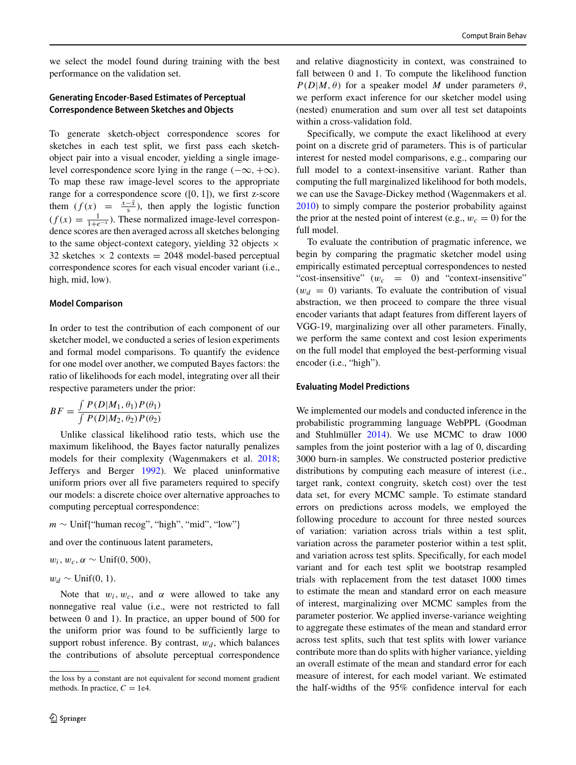we select the model found during training with the best performance on the validation set.

### Generating Encoder-Based Estimates of Perceptual Correspondence Between Sketches and Objects

To generate sketch-object correspondence scores for sketches in each test split, we first pass each sketch-object pair into a visual encoder, yielding a single image-level correspondence score lying in the range $(-\infty, +\infty)$. To map these raw image-level scores to the appropriate range for a correspondence score ($[0, 1]$), we first z-score them ($f(x) = \frac{x-\bar{x}}{s}$), then apply the logistic function ($f(x) = \frac{1}{1+e^{-x}}$). These normalized image-level correspondence scores are then averaged across all sketches belonging to the same object-context category, yielding 32 objects $\times$ 32 sketches $\times$ 2 contexts $=$ 2048 model-based perceptual correspondence scores for each visual encoder variant (i.e., high, mid, low).

### Model Comparison

In order to test the contribution of each component of our sketcher model, we conducted a series of lesion experiments and formal model comparisons. To quantify the evidence for one model over another, we computed Bayes factors: the ratio of likelihoods for each model, integrating over all their respective parameters under the prior:

$$BF = \frac{\int P(D|M_1, \theta_1)P(\theta_1)}{\int P(D|M_2, \theta_2)P(\theta_2)}$$

Unlike classical likelihood ratio tests, which use the maximum likelihood, the Bayes factor naturally penalizes models for their complexity (Wagenmakers et al. 2018; Jefferys and Berger 1992). We placed uninformative uniform priors over all five parameters required to specify our models: a discrete choice over alternative approaches to computing perceptual correspondence:

$m \sim$ Unif{"human recog", "high", "mid", "low"}

and over the continuous latent parameters,

$w_i, w_c, \alpha \sim$ Unif(0, 500),

$w_d \sim$ Unif(0, 1).

Note that $w_i$, $w_c$, and $\alpha$ were allowed to take any nonnegative real value (i.e., were not restricted to fall between 0 and 1). In practice, an upper bound of 500 for the uniform prior was found to be sufficiently large to support robust inference. By contrast, $w_d$, which balances the contributions of absolute perceptual correspondence and relative diagnosticity in context, was constrained to fall between 0 and 1. To compute the likelihood function $P(D|M, \theta)$ for a speaker model $M$ under parameters $\theta$, we perform exact inference for our sketcher model using (nested) enumeration and sum over all test set datapoints within a cross-validation fold.

Specifically, we compute the exact likelihood at every point on a discrete grid of parameters. This is of particular interest for nested model comparisons, e.g., comparing our full model to a context-insensitive variant. Rather than computing the full marginalized likelihood for both models, we can use the Savage-Dickey method (Wagenmakers et al. 2010) to simply compare the posterior probability against the prior at the nested point of interest (e.g., $w_c = 0$) for the full model.

To evaluate the contribution of pragmatic inference, we begin by comparing the pragmatic sketcher model using empirically estimated perceptual correspondences to nested "cost-insensitive" ($w_c = 0$) and "context-insensitive" ($w_d = 0$) variants. To evaluate the contribution of visual abstraction, we then proceed to compare the three visual encoder variants that adapt features from different layers of VGG-19, marginalizing over all other parameters. Finally, we perform the same context and cost lesion experiments on the full model that employed the best-performing visual encoder (i.e., "high").

### Evaluating Model Predictions

We implemented our models and conducted inference in the probabilistic programming language WebPPL (Goodman and Stuhlmüller 2014). We use MCMC to draw 1000 samples from the joint posterior with a lag of 0, discarding 3000 burn-in samples. We constructed posterior predictive distributions by computing each measure of interest (i.e., target rank, context congruity, sketch cost) over the test data set, for every MCMC sample. To estimate standard errors on predictions across models, we employed the following procedure to account for three nested sources of variation: variation across trials within a test split, variation across the parameter posterior within a test split, and variation across test splits. Specifically, for each model variant and for each test split we bootstrap resampled trials with replacement from the test dataset 1000 times to estimate the mean and standard error on each measure of interest, marginalizing over MCMC samples from the parameter posterior. We applied inverse-variance weighting to aggregate these estimates of the mean and standard error across test splits, such that test splits with lower variance contribute more than do splits with higher variance, yielding an overall estimate of the mean and standard error for each measure of interest, for each model variant. We estimated the half-widths of the 95% confidence interval for each

---

the loss by a constant are not equivalent for second moment gradient methods. In practice, $C = 1e4$.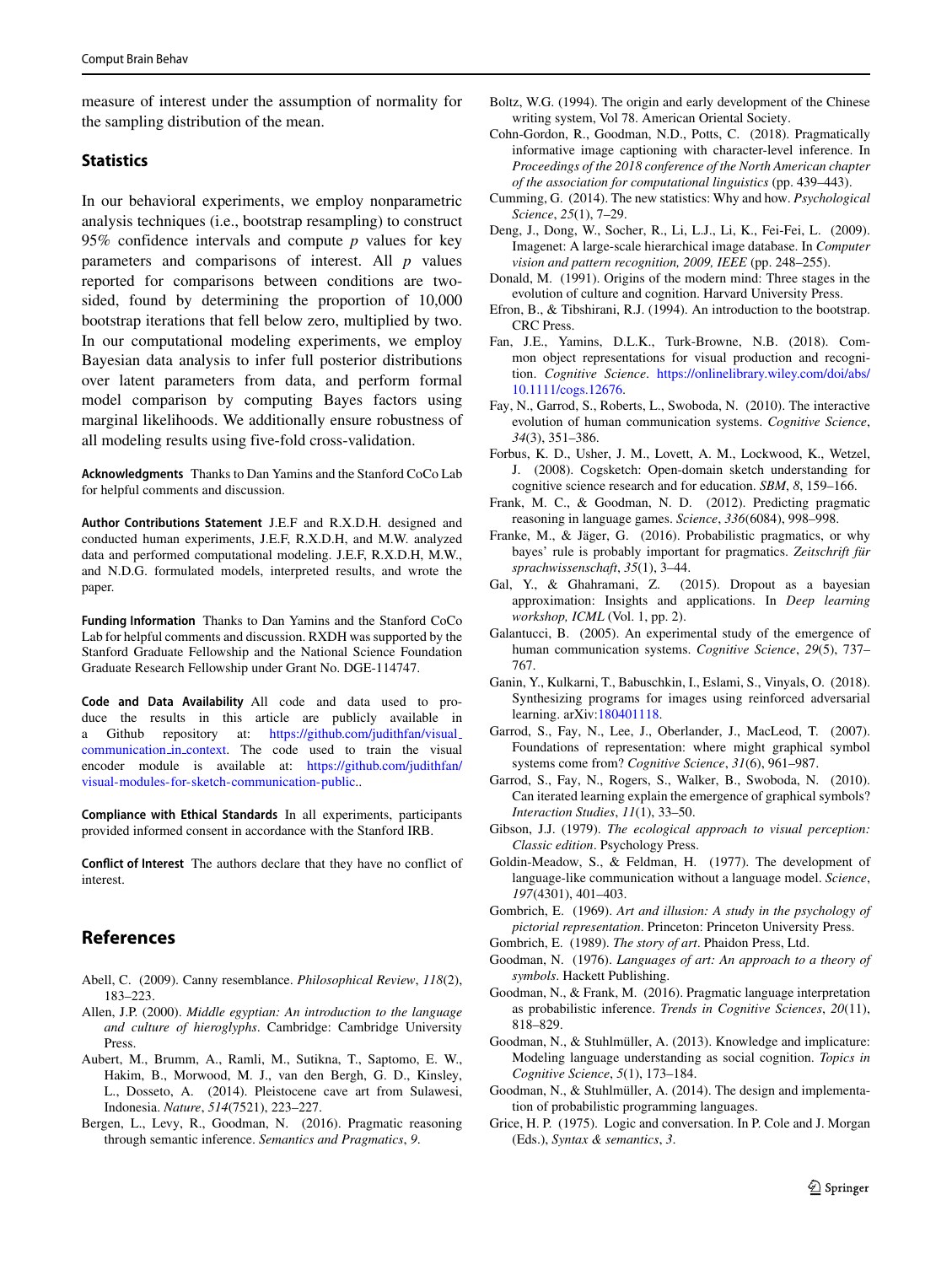measure of interest under the assumption of normality for the sampling distribution of the mean.

## Statistics

In our behavioral experiments, we employ nonparametric analysis techniques (i.e., bootstrap resampling) to construct 95% confidence intervals and compute $p$ values for key parameters and comparisons of interest. All $p$ values reported for comparisons between conditions are two-sided, found by determining the proportion of 10,000 bootstrap iterations that fell below zero, multiplied by two. In our computational modeling experiments, we employ Bayesian data analysis to infer full posterior distributions over latent parameters from data, and perform formal model comparison by computing Bayes factors using marginal likelihoods. We additionally ensure robustness of all modeling results using five-fold cross-validation.

**Acknowledgments** Thanks to Dan Yamins and the Stanford CoCo Lab for helpful comments and discussion.

**Author Contributions Statement** J.E.F and R.X.D.H. designed and conducted human experiments, J.E.F, R.X.D.H, and M.W. analyzed data and performed computational modeling. J.E.F, R.X.D.H, M.W., and N.D.G. formulated models, interpreted results, and wrote the paper.

**Funding Information** Thanks to Dan Yamins and the Stanford CoCo Lab for helpful comments and discussion. RXDH was supported by the Stanford Graduate Fellowship and the National Science Foundation Graduate Research Fellowship under Grant No. DGE-114747.

**Code and Data Availability** All code and data used to produce the results in this article are publicly available in a Github repository at: https://github.com/judithfan/visual_communication_in_context. The code used to train the visual encoder module is available at: https://github.com/judithfan/visual-modules-for-sketch-communication-public..

**Compliance with Ethical Standards** In all experiments, participants provided informed consent in accordance with the Stanford IRB.

**Conflict of Interest** The authors declare that they have no conflict of interest.

# References

Abell, C. (2009). Canny resemblance. *Philosophical Review*, *118*(2), 183–223.

Allen, J.P. (2000). *Middle egyptian: An introduction to the language and culture of hieroglyphs*. Cambridge: Cambridge University Press.

Aubert, M., Brumm, A., Ramli, M., Sutikna, T., Saptomo, E. W., Hakim, B., Morwood, M. J., van den Bergh, G. D., Kinsley, L., Dosseto, A. (2014). Pleistocene cave art from Sulawesi, Indonesia. *Nature*, *514*(7521), 223–227.

Bergen, L., Levy, R., Goodman, N. (2016). Pragmatic reasoning through semantic inference. *Semantics and Pragmatics*, *9*.

Boltz, W.G. (1994). The origin and early development of the Chinese writing system, Vol 78. American Oriental Society.

Cohn-Gordon, R., Goodman, N.D., Potts, C. (2018). Pragmatically informative image captioning with character-level inference. In *Proceedings of the 2018 conference of the North American chapter of the association for computational linguistics* (pp. 439–443).

Cumming, G. (2014). The new statistics: Why and how. *Psychological Science*, *25*(1), 7–29.

Deng, J., Dong, W., Socher, R., Li, L.J., Li, K., Fei-Fei, L. (2009). Imagenet: A large-scale hierarchical image database. In *Computer vision and pattern recognition, 2009, IEEE* (pp. 248–255).

Donald, M. (1991). Origins of the modern mind: Three stages in the evolution of culture and cognition. Harvard University Press.

Efron, B., & Tibshirani, R.J. (1994). An introduction to the bootstrap. CRC Press.

Fan, J.E., Yamins, D.L.K., Turk-Browne, N.B. (2018). Common object representations for visual production and recognition. *Cognitive Science*. https://onlinelibrary.wiley.com/doi/abs/10.1111/cogs.12676.

Fay, N., Garrod, S., Roberts, L., Swoboda, N. (2010). The interactive evolution of human communication systems. *Cognitive Science*, *34*(3), 351–386.

Forbus, K. D., Usher, J. M., Lovett, A. M., Lockwood, K., Wetzel, J. (2008). Cogsketch: Open-domain sketch understanding for cognitive science research and for education. *SBM*, *8*, 159–166.

Frank, M. C., & Goodman, N. D. (2012). Predicting pragmatic reasoning in language games. *Science*, *336*(6084), 998–998.

Franke, M., & Jäger, G. (2016). Probabilistic pragmatics, or why bayes' rule is probably important for pragmatics. *Zeitschrift für sprachwissenschaft*, *35*(1), 3–44.

Gal, Y., & Ghahramani, Z. (2015). Dropout as a bayesian approximation: Insights and applications. In *Deep learning workshop, ICML* (Vol. 1, pp. 2).

Galantucci, B. (2005). An experimental study of the emergence of human communication systems. *Cognitive Science*, *29*(5), 737–767.

Ganin, Y., Kulkarni, T., Babuschkin, I., Eslami, S., Vinyals, O. (2018). Synthesizing programs for images using reinforced adversarial learning. arXiv:180401118.

Garrod, S., Fay, N., Lee, J., Oberlander, J., MacLeod, T. (2007). Foundations of representation: where might graphical symbol systems come from? *Cognitive Science*, *31*(6), 961–987.

Garrod, S., Fay, N., Rogers, S., Walker, B., Swoboda, N. (2010). Can iterated learning explain the emergence of graphical symbols? *Interaction Studies*, *11*(1), 33–50.

Gibson, J.J. (1979). *The ecological approach to visual perception: Classic edition*. Psychology Press.

Goldin-Meadow, S., & Feldman, H. (1977). The development of language-like communication without a language model. *Science*, *197*(4301), 401–403.

Gombrich, E. (1969). *Art and illusion: A study in the psychology of pictorial representation*. Princeton: Princeton University Press.

Gombrich, E. (1989). *The story of art*. Phaidon Press, Ltd.

Goodman, N. (1976). *Languages of art: An approach to a theory of symbols*. Hackett Publishing.

Goodman, N., & Frank, M. (2016). Pragmatic language interpretation as probabilistic inference. *Trends in Cognitive Sciences*, *20*(11), 818–829.

Goodman, N., & Stuhlmüller, A. (2013). Knowledge and implicature: Modeling language understanding as social cognition. *Topics in Cognitive Science*, *5*(1), 173–184.

Goodman, N., & Stuhlmüller, A. (2014). The design and implementation of probabilistic programming languages.

Grice, H. P. (1975). Logic and conversation. In P. Cole and J. Morgan (Eds.), *Syntax & semantics*, *3*.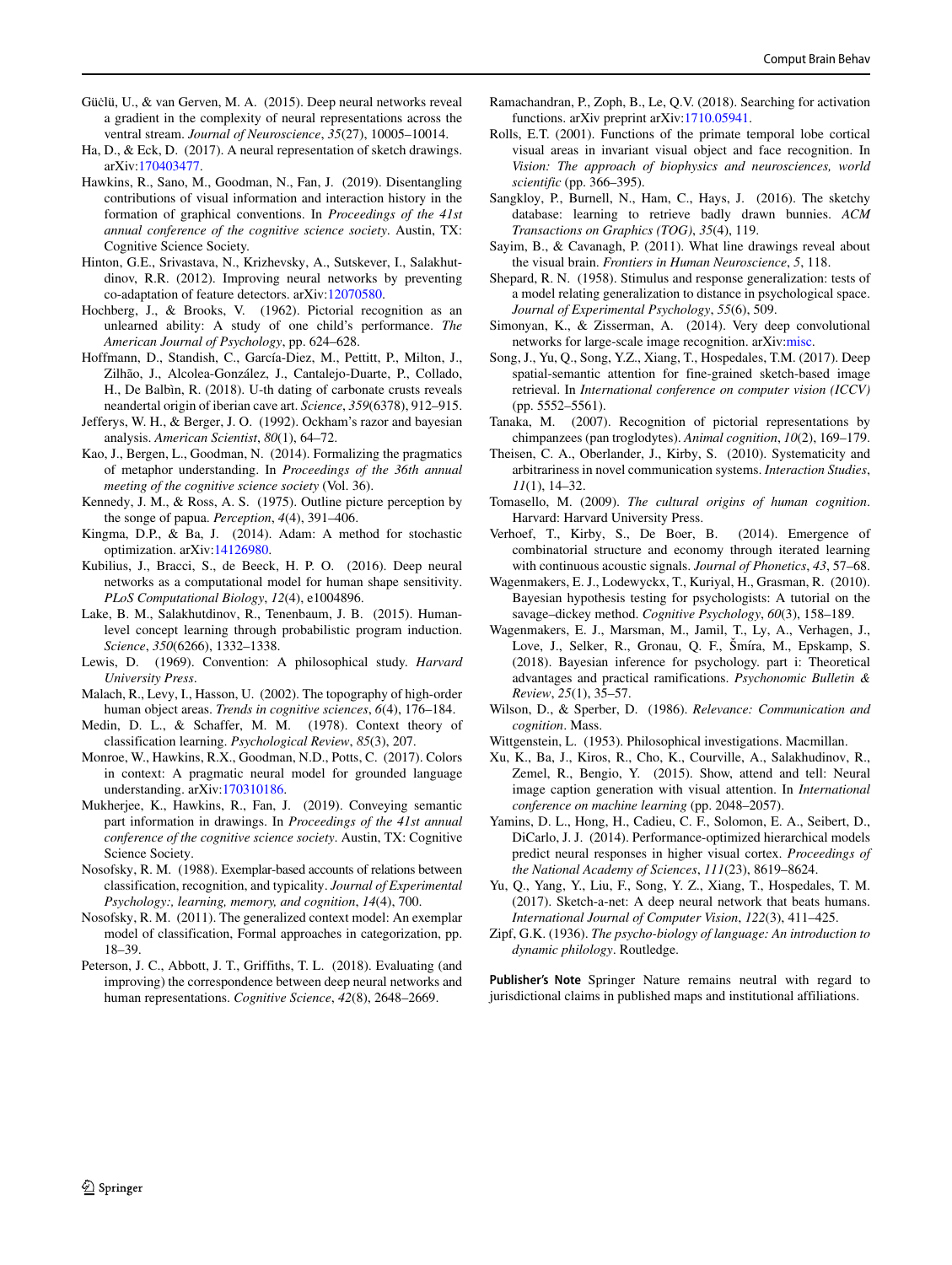Güçlü, U., & van Gerven, M. A. (2015). Deep neural networks reveal a gradient in the complexity of neural representations across the ventral stream. *Journal of Neuroscience*, *35*(27), 10005–10014.

Ha, D., & Eck, D. (2017). A neural representation of sketch drawings. arXiv:170403477.

Hawkins, R., Sano, M., Goodman, N., Fan, J. (2019). Disentangling contributions of visual information and interaction history in the formation of graphical conventions. In *Proceedings of the 41st annual conference of the cognitive science society*. Austin, TX: Cognitive Science Society.

Hinton, G.E., Srivastava, N., Krizhevsky, A., Sutskever, I., Salakhutdinov, R.R. (2012). Improving neural networks by preventing co-adaptation of feature detectors. arXiv:12070580.

Hochberg, J., & Brooks, V. (1962). Pictorial recognition as an unlearned ability: A study of one child's performance. *The American Journal of Psychology*, pp. 624–628.

Hoffmann, D., Standish, C., García-Diez, M., Pettitt, P., Milton, J., Zilhão, J., Alcolea-González, J., Cantalejo-Duarte, P., Collado, H., De Balbín, R. (2018). U-th dating of carbonate crusts reveals neandertal origin of iberian cave art. *Science*, *359*(6378), 912–915.

Jefferys, W. H., & Berger, J. O. (1992). Ockham's razor and bayesian analysis. *American Scientist*, *80*(1), 64–72.

Kao, J., Bergen, L., Goodman, N. (2014). Formalizing the pragmatics of metaphor understanding. In *Proceedings of the 36th annual meeting of the cognitive science society* (Vol. 36).

Kennedy, J. M., & Ross, A. S. (1975). Outline picture perception by the songe of papua. *Perception*, *4*(4), 391–406.

Kingma, D.P., & Ba, J. (2014). Adam: A method for stochastic optimization. arXiv:14126980.

Kubilius, J., Bracci, S., de Beeck, H. P. O. (2016). Deep neural networks as a computational model for human shape sensitivity. *PLoS Computational Biology*, *12*(4), e1004896.

Lake, B. M., Salakhutdinov, R., Tenenbaum, J. B. (2015). Human-level concept learning through probabilistic program induction. *Science*, *350*(6266), 1332–1338.

Lewis, D. (1969). Convention: A philosophical study. *Harvard University Press*.

Malach, R., Levy, I., Hasson, U. (2002). The topography of high-order human object areas. *Trends in cognitive sciences*, *6*(4), 176–184.

Medin, D. L., & Schaffer, M. M. (1978). Context theory of classification learning. *Psychological Review*, *85*(3), 207.

Monroe, W., Hawkins, R.X., Goodman, N.D., Potts, C. (2017). Colors in context: A pragmatic neural model for grounded language understanding. arXiv:170310186.

Mukherjee, K., Hawkins, R., Fan, J. (2019). Conveying semantic part information in drawings. In *Proceedings of the 41st annual conference of the cognitive science society*. Austin, TX: Cognitive Science Society.

Nosofsky, R. M. (1988). Exemplar-based accounts of relations between classification, recognition, and typicality. *Journal of Experimental Psychology:, learning, memory, and cognition*, *14*(4), 700.

Nosofsky, R. M. (2011). The generalized context model: An exemplar model of classification, Formal approaches in categorization, pp. 18–39.

Peterson, J. C., Abbott, J. T., Griffiths, T. L. (2018). Evaluating (and improving) the correspondence between deep neural networks and human representations. *Cognitive Science*, *42*(8), 2648–2669.

Ramachandran, P., Zoph, B., Le, Q.V. (2018). Searching for activation functions. arXiv preprint arXiv:1710.05941.

Rolls, E.T. (2001). Functions of the primate temporal lobe cortical visual areas in invariant visual object and face recognition. In *Vision: The approach of biophysics and neurosciences, world scientific* (pp. 366–395).

Sangkloy, P., Burnell, N., Ham, C., Hays, J. (2016). The sketchy database: learning to retrieve badly drawn bunnies. *ACM Transactions on Graphics (TOG)*, *35*(4), 119.

Sayim, B., & Cavanagh, P. (2011). What line drawings reveal about the visual brain. *Frontiers in Human Neuroscience*, *5*, 118.

Shepard, R. N. (1958). Stimulus and response generalization: tests of a model relating generalization to distance in psychological space. *Journal of Experimental Psychology*, *55*(6), 509.

Simonyan, K., & Zisserman, A. (2014). Very deep convolutional networks for large-scale image recognition. arXiv:misc.

Song, J., Yu, Q., Song, Y.Z., Xiang, T., Hospedales, T.M. (2017). Deep spatial-semantic attention for fine-grained sketch-based image retrieval. In *International conference on computer vision (ICCV)* (pp. 5552–5561).

Tanaka, M. (2007). Recognition of pictorial representations by chimpanzees (pan troglodytes). *Animal cognition*, *10*(2), 169–179.

Theisen, C. A., Oberlander, J., Kirby, S. (2010). Systematicity and arbitrariness in novel communication systems. *Interaction Studies*, *11*(1), 14–32.

Tomasello, M. (2009). *The cultural origins of human cognition*. Harvard: Harvard University Press.

Verhoef, T., Kirby, S., De Boer, B. (2014). Emergence of combinatorial structure and economy through iterated learning with continuous acoustic signals. *Journal of Phonetics*, *43*, 57–68.

Wagenmakers, E. J., Lodewyckx, T., Kuriyal, H., Grasman, R. (2010). Bayesian hypothesis testing for psychologists: A tutorial on the savage–dickey method. *Cognitive Psychology*, *60*(3), 158–189.

Wagenmakers, E. J., Marsman, M., Jamil, T., Ly, A., Verhagen, J., Love, J., Selker, R., Gronau, Q. F., Šmíra, M., Epskamp, S. (2018). Bayesian inference for psychology. part i: Theoretical advantages and practical ramifications. *Psychonomic Bulletin & Review*, *25*(1), 35–57.

Wilson, D., & Sperber, D. (1986). *Relevance: Communication and cognition*. Mass.

Wittgenstein, L. (1953). Philosophical investigations. Macmillan.

Xu, K., Ba, J., Kiros, R., Cho, K., Courville, A., Salakhudinov, R., Zemel, R., Bengio, Y. (2015). Show, attend and tell: Neural image caption generation with visual attention. In *International conference on machine learning* (pp. 2048–2057).

Yamins, D. L., Hong, H., Cadieu, C. F., Solomon, E. A., Seibert, D., DiCarlo, J. J. (2014). Performance-optimized hierarchical models predict neural responses in higher visual cortex. *Proceedings of the National Academy of Sciences*, *111*(23), 8619–8624.

Yu, Q., Yang, Y., Liu, F., Song, Y. Z., Xiang, T., Hospedales, T. M. (2017). Sketch-a-net: A deep neural network that beats humans. *International Journal of Computer Vision*, *122*(3), 411–425.

Zipf, G.K. (1936). *The psycho-biology of language: An introduction to dynamic philology*. Routledge.

**Publisher's Note** Springer Nature remains neutral with regard to jurisdictional claims in published maps and institutional affiliations.